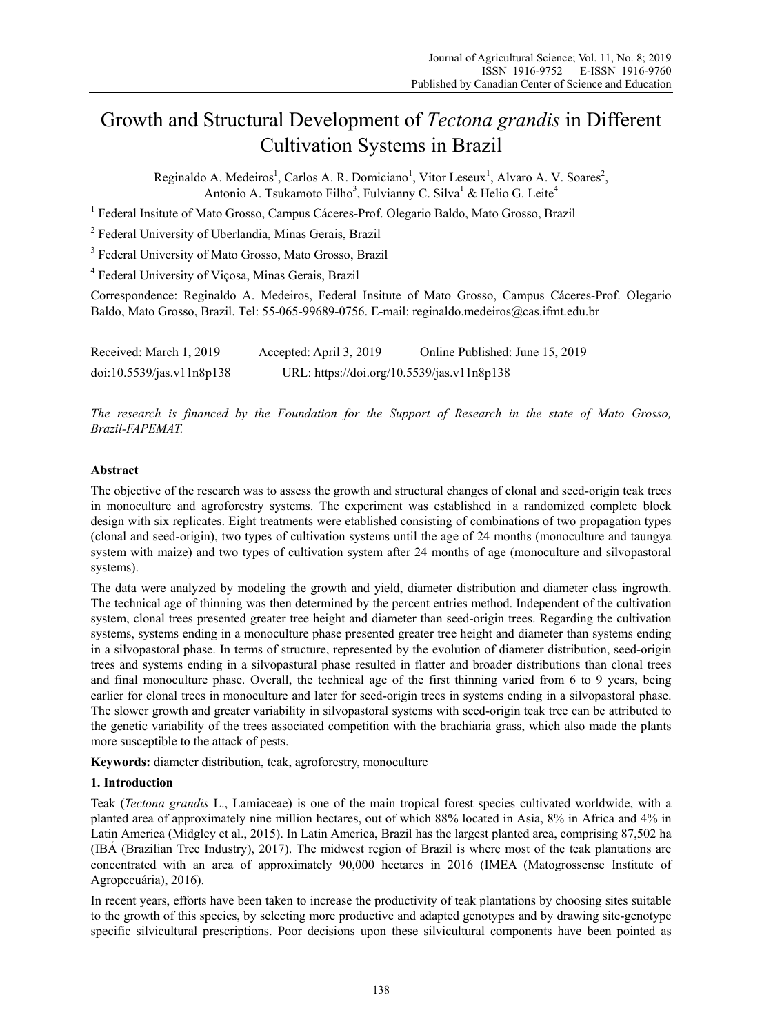# Growth and Structural Development of *Tectona grandis* in Different Cultivation Systems in Brazil

Reginaldo A. Medeiros[1], Carlos A. R. Domiciano[1], Vitor Leseux[1], Alvaro A. V. Soares[2], Antonio A. Tsukamoto Filho[3], Fulvianny C. Silva[1] & Helio G. Leite[4]

[1] Federal Insitute of Mato Grosso, Campus Cáceres-Prof. Olegario Baldo, Mato Grosso, Brazil

[2] Federal University of Uberlandia, Minas Gerais, Brazil

[3] Federal University of Mato Grosso, Mato Grosso, Brazil

[4] Federal University of Viçosa, Minas Gerais, Brazil

Correspondence: Reginaldo A. Medeiros, Federal Insitute of Mato Grosso, Campus Cáceres-Prof. Olegario Baldo, Mato Grosso, Brazil. Tel: 55-065-99689-0756. E-mail: reginaldo.medeiros@cas.ifmt.edu.br

Received: March 1, 2019 Accepted: April 3, 2019 Online Published: June 15, 2019

doi:10.5539/jas.v11n8p138 URL: https://doi.org/10.5539/jas.v11n8p138

*The research is financed by the Foundation for the Support of Research in the state of Mato Grosso, Brazil-FAPEMAT.*

## Abstract

The objective of the research was to assess the growth and structural changes of clonal and seed-origin teak trees in monoculture and agroforestry systems. The experiment was established in a randomized complete block design with six replicates. Eight treatments were etablished consisting of combinations of two propagation types (clonal and seed-origin), two types of cultivation systems until the age of 24 months (monoculture and taungya system with maize) and two types of cultivation system after 24 months of age (monoculture and silvopastoral systems).

The data were analyzed by modeling the growth and yield, diameter distribution and diameter class ingrowth. The technical age of thinning was then determined by the percent entries method. Independent of the cultivation system, clonal trees presented greater tree height and diameter than seed-origin trees. Regarding the cultivation systems, systems ending in a monoculture phase presented greater tree height and diameter than systems ending in a silvopastoral phase. In terms of structure, represented by the evolution of diameter distribution, seed-origin trees and systems ending in a silvopastural phase resulted in flatter and broader distributions than clonal trees and final monoculture phase. Overall, the technical age of the first thinning varied from 6 to 9 years, being earlier for clonal trees in monoculture and later for seed-origin trees in systems ending in a silvopastoral phase. The slower growth and greater variability in silvopastoral systems with seed-origin teak tree can be attributed to the genetic variability of the trees associated competition with the brachiaria grass, which also made the plants more susceptible to the attack of pests.

**Keywords:** diameter distribution, teak, agroforestry, monoculture

## 1. Introduction

Teak (*Tectona grandis* L., Lamiaceae) is one of the main tropical forest species cultivated worldwide, with a planted area of approximately nine million hectares, out of which 88% located in Asia, 8% in Africa and 4% in Latin America (Midgley et al., 2015). In Latin America, Brazil has the largest planted area, comprising 87,502 ha (IBÁ (Brazilian Tree Industry), 2017). The midwest region of Brazil is where most of the teak plantations are concentrated with an area of approximately 90,000 hectares in 2016 (IMEA (Matogrossense Institute of Agropecuária), 2016).

In recent years, efforts have been taken to increase the productivity of teak plantations by choosing sites suitable to the growth of this species, by selecting more productive and adapted genotypes and by drawing site-genotype specific silvicultural prescriptions. Poor decisions upon these silvicultural components have been pointed as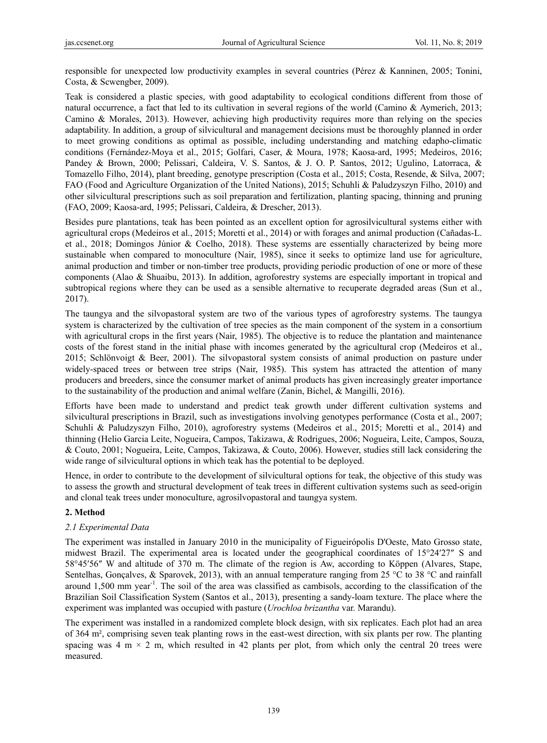responsible for unexpected low productivity examples in several countries (Pérez & Kanninen, 2005; Tonini, Costa, & Scwengber, 2009).

Teak is considered a plastic species, with good adaptability to ecological conditions different from those of natural occurrence, a fact that led to its cultivation in several regions of the world (Camino & Aymerich, 2013; Camino & Morales, 2013). However, achieving high productivity requires more than relying on the species adaptability. In addition, a group of silvicultural and management decisions must be thoroughly planned in order to meet growing conditions as optimal as possible, including understanding and matching edapho-climatic conditions (Fernández-Moya et al., 2015; Golfari, Caser, & Moura, 1978; Kaosa-ard, 1995; Medeiros, 2016; Pandey & Brown, 2000; Pelissari, Caldeira, V. S. Santos, & J. O. P. Santos, 2012; Ugulino, Latorraca, & Tomazello Filho, 2014), plant breeding, genotype prescription (Costa et al., 2015; Costa, Resende, & Silva, 2007; FAO (Food and Agriculture Organization of the United Nations), 2015; Schuhli & Paludzyszyn Filho, 2010) and other silvicultural prescriptions such as soil preparation and fertilization, planting spacing, thinning and pruning (FAO, 2009; Kaosa-ard, 1995; Pelissari, Caldeira, & Drescher, 2013).

Besides pure plantations, teak has been pointed as an excellent option for agrosilvicultural systems either with agricultural crops (Medeiros et al., 2015; Moretti et al., 2014) or with forages and animal production (Cañadas-L. et al., 2018; Domingos Júnior & Coelho, 2018). These systems are essentially characterized by being more sustainable when compared to monoculture (Nair, 1985), since it seeks to optimize land use for agriculture, animal production and timber or non-timber tree products, providing periodic production of one or more of these components (Alao & Shuaibu, 2013). In addition, agroforestry systems are especially important in tropical and subtropical regions where they can be used as a sensible alternative to recuperate degraded areas (Sun et al., 2017).

The taungya and the silvopastoral system are two of the various types of agroforestry systems. The taungya system is characterized by the cultivation of tree species as the main component of the system in a consortium with agricultural crops in the first years (Nair, 1985). The objective is to reduce the plantation and maintenance costs of the forest stand in the initial phase with incomes generated by the agricultural crop (Medeiros et al., 2015; Schlönvoigt & Beer, 2001). The silvopastoral system consists of animal production on pasture under widely-spaced trees or between tree strips (Nair, 1985). This system has attracted the attention of many producers and breeders, since the consumer market of animal products has given increasingly greater importance to the sustainability of the production and animal welfare (Zanin, Bichel, & Mangilli, 2016).

Efforts have been made to understand and predict teak growth under different cultivation systems and silvicultural prescriptions in Brazil, such as investigations involving genotypes performance (Costa et al., 2007; Schuhli & Paludzyszyn Filho, 2010), agroforestry systems (Medeiros et al., 2015; Moretti et al., 2014) and thinning (Helio Garcia Leite, Nogueira, Campos, Takizawa, & Rodrigues, 2006; Nogueira, Leite, Campos, Souza, & Couto, 2001; Nogueira, Leite, Campos, Takizawa, & Couto, 2006). However, studies still lack considering the wide range of silvicultural options in which teak has the potential to be deployed.

Hence, in order to contribute to the development of silvicultural options for teak, the objective of this study was to assess the growth and structural development of teak trees in different cultivation systems such as seed-origin and clonal teak trees under monoculture, agrosilvopastoral and taungya system.

## 2. Method

### *2.1 Experimental Data*

The experiment was installed in January 2010 in the municipality of Figueirópolis D'Oeste, Mato Grosso state, midwest Brazil. The experimental area is located under the geographical coordinates of 15°24′27″ S and 58°45′56″ W and altitude of 370 m. The climate of the region is Aw, according to Köppen (Alvares, Stape, Sentelhas, Gonçalves, & Sparovek, 2013), with an annual temperature ranging from 25 °C to 38 °C and rainfall around 1,500 mm year$^{-1}$. The soil of the area was classified as cambisols, according to the classification of the Brazilian Soil Classification System (Santos et al., 2013), presenting a sandy-loam texture. The place where the experiment was implanted was occupied with pasture (*Urochloa brizantha* var. Marandu).

The experiment was installed in a randomized complete block design, with six replicates. Each plot had an area of 364 m², comprising seven teak planting rows in the east-west direction, with six plants per row. The planting spacing was 4 m × 2 m, which resulted in 42 plants per plot, from which only the central 20 trees were measured.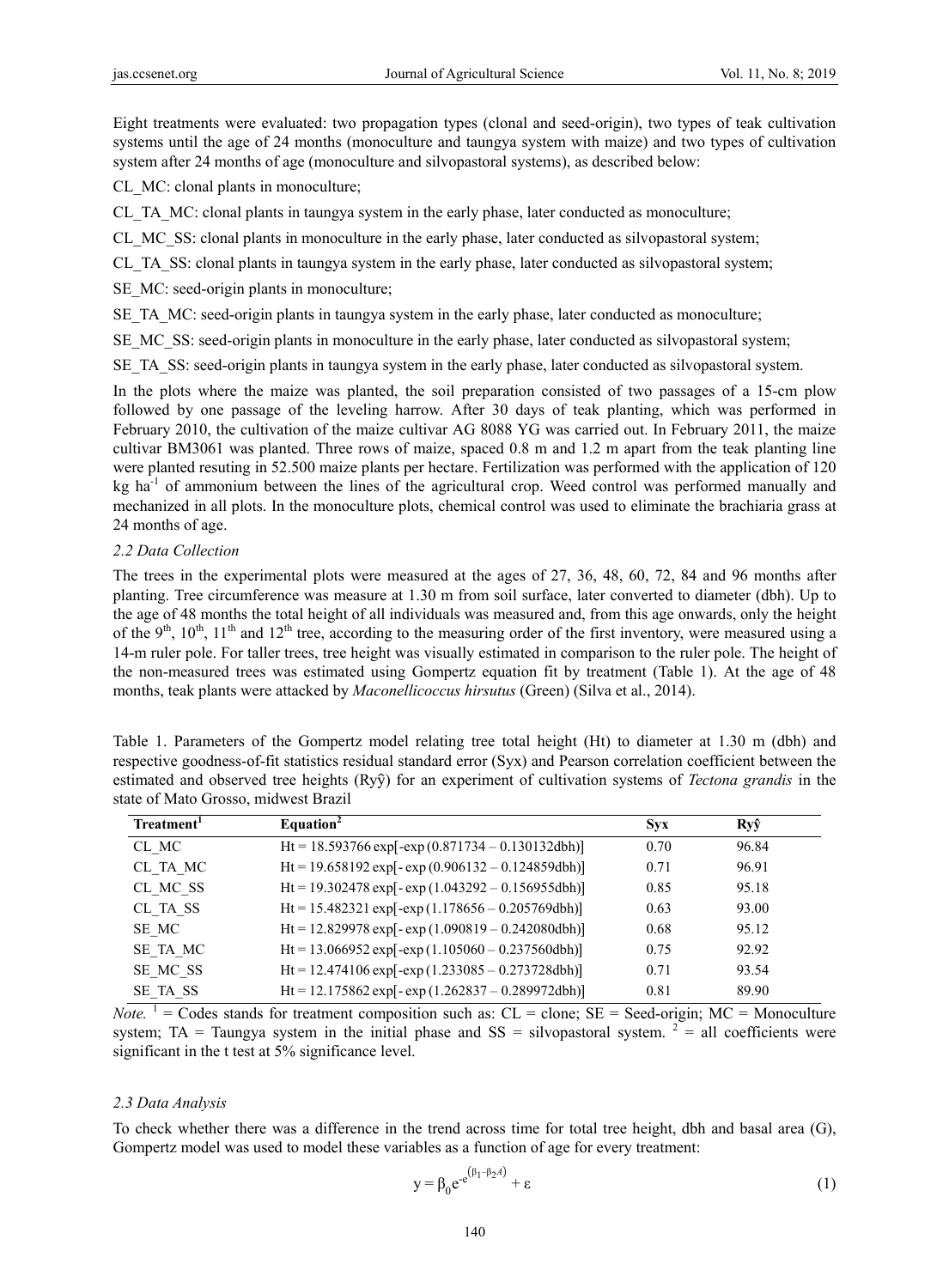Eight treatments were evaluated: two propagation types (clonal and seed-origin), two types of teak cultivation systems until the age of 24 months (monoculture and taungya system with maize) and two types of cultivation system after 24 months of age (monoculture and silvopastoral systems), as described below:

CL_MC: clonal plants in monoculture;

CL_TA_MC: clonal plants in taungya system in the early phase, later conducted as monoculture;

CL_MC_SS: clonal plants in monoculture in the early phase, later conducted as silvopastoral system;

CL_TA_SS: clonal plants in taungya system in the early phase, later conducted as silvopastoral system;

SE_MC: seed-origin plants in monoculture;

SE_TA_MC: seed-origin plants in taungya system in the early phase, later conducted as monoculture;

SE_MC_SS: seed-origin plants in monoculture in the early phase, later conducted as silvopastoral system;

SE_TA_SS: seed-origin plants in taungya system in the early phase, later conducted as silvopastoral system.

In the plots where the maize was planted, the soil preparation consisted of two passages of a 15-cm plow followed by one passage of the leveling harrow. After 30 days of teak planting, which was performed in February 2010, the cultivation of the maize cultivar AG 8088 YG was carried out. In February 2011, the maize cultivar BM3061 was planted. Three rows of maize, spaced 0.8 m and 1.2 m apart from the teak planting line were planted resuting in 52.500 maize plants per hectare. Fertilization was performed with the application of 120 kg ha$^{-1}$ of ammonium between the lines of the agricultural crop. Weed control was performed manually and mechanized in all plots. In the monoculture plots, chemical control was used to eliminate the brachiaria grass at 24 months of age.

### 2.2 Data Collection

The trees in the experimental plots were measured at the ages of 27, 36, 48, 60, 72, 84 and 96 months after planting. Tree circumference was measure at 1.30 m from soil surface, later converted to diameter (dbh). Up to the age of 48 months the total height of all individuals was measured and, from this age onwards, only the height of the 9$^{th}$, 10$^{th}$, 11$^{th}$ and 12$^{th}$ tree, according to the measuring order of the first inventory, were measured using a 14-m ruler pole. For taller trees, tree height was visually estimated in comparison to the ruler pole. The height of the non-measured trees was estimated using Gompertz equation fit by treatment (Table 1). At the age of 48 months, teak plants were attacked by *Maconellicoccus hirsutus* (Green) (Silva et al., 2014).

Table 1. Parameters of the Gompertz model relating tree total height (Ht) to diameter at 1.30 m (dbh) and respective goodness-of-fit statistics residual standard error (Syx) and Pearson correlation coefficient between the estimated and observed tree heights ($Ry\hat{y}$) for an experiment of cultivation systems of *Tectona grandis* in the state of Mato Grosso, midwest Brazil

| Treatment[1] | Equation[2] | Syx | $Ry\hat{y}$ |
|---|---|---|---|
| CL_MC | Ht = 18.593766 exp[-exp (0.871734 – 0.130132dbh)] | 0.70 | 96.84 |
| CL_TA_MC | Ht = 19.658192 exp[- exp (0.906132 – 0.124859dbh)] | 0.71 | 96.91 |
| CL_MC_SS | Ht = 19.302478 exp[-exp (1.043292 – 0.156955dbh)] | 0.85 | 95.18 |
| CL_TA_SS | Ht = 15.482321 exp[-exp (1.178656 – 0.205769dbh)] | 0.63 | 93.00 |
| SE_MC | Ht = 12.829978 exp[- exp (1.090819 – 0.242080dbh)] | 0.68 | 95.12 |
| SE_TA_MC | Ht = 13.066952 exp[-exp (1.105060 – 0.237560dbh)] | 0.75 | 92.92 |
| SE_MC_SS | Ht = 12.474106 exp[-exp (1.233085 – 0.273728dbh)] | 0.71 | 93.54 |
| SE_TA_SS | Ht = 12.175862 exp[- exp (1.262837 – 0.289972dbh)] | 0.81 | 89.90 |

*Note.* [1] = Codes stands for treatment composition such as: CL = clone; SE = Seed-origin; MC = Monoculture system; TA = Taungya system in the initial phase and SS = silvopastoral system. [2] = all coefficients were significant in the t test at 5% significance level.

### 2.3 Data Analysis

To check whether there was a difference in the trend across time for total tree height, dbh and basal area (G), Gompertz model was used to model these variables as a function of age for every treatment:

$$y = \beta_0 e^{-e^{(\beta_1 - \beta_2 A)}} + \varepsilon \tag{1}$$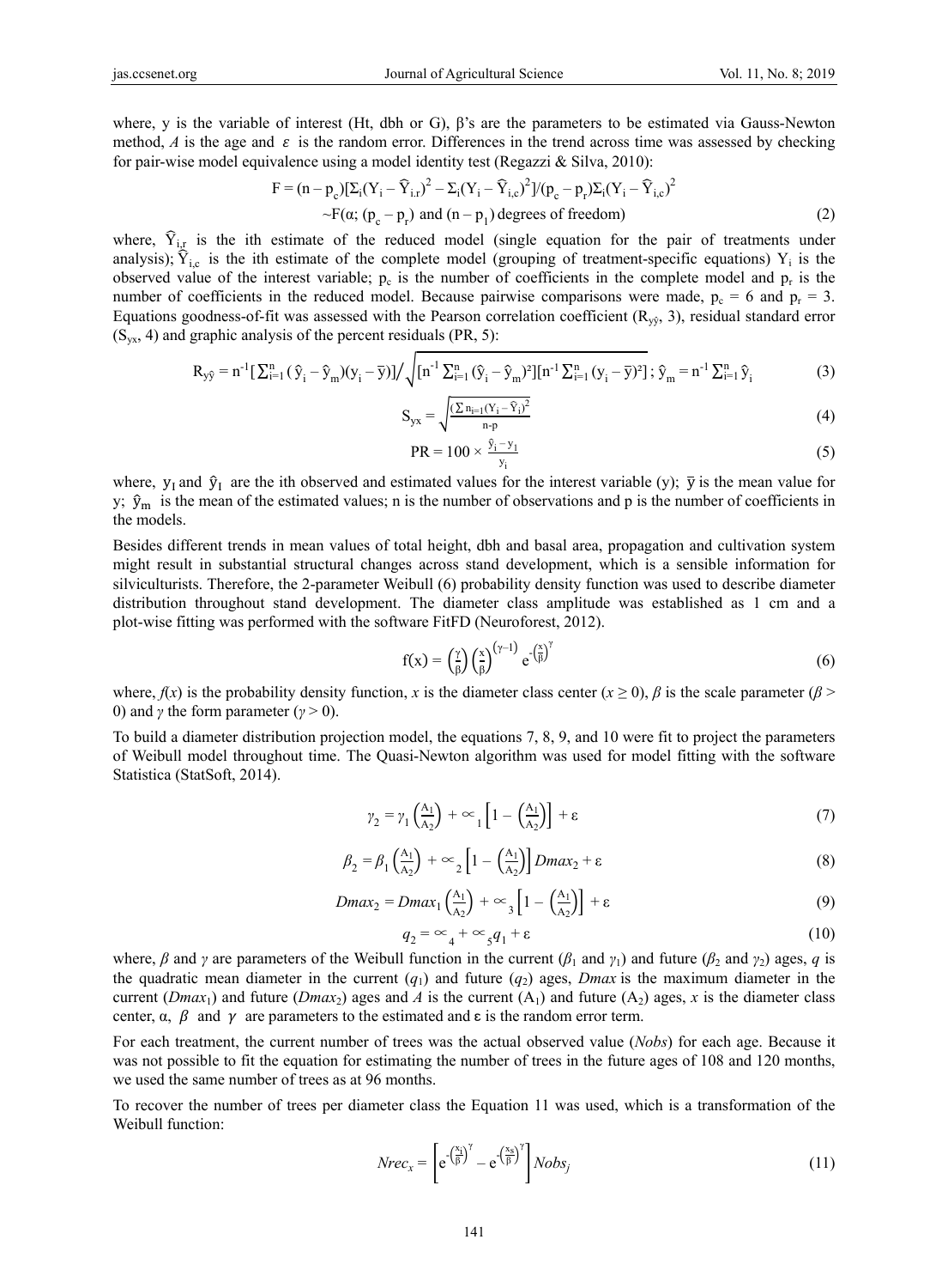where, y is the variable of interest (Ht, dbh or G), β's are the parameters to be estimated via Gauss-Newton method, $A$ is the age and $\varepsilon$ is the random error. Differences in the trend across time was assessed by checking for pair-wise model equivalence using a model identity test (Regazzi & Silva, 2010):

$$F = (n - p_c)[\Sigma_i(Y_i - \widehat{Y}_{i,r})^2 - \Sigma_i(Y_i - \widehat{Y}_{i,c})^2]/(p_c - p_r)\Sigma_i(Y_i - \widehat{Y}_{i,c})^2$$

$$\sim F(\alpha; (p_c - p_r) \text{ and } (n - p_1) \text{ degrees of freedom}) \tag{2}$$

where, $\widehat{Y}_{i,r}$ is the ith estimate of the reduced model (single equation for the pair of treatments under analysis); $\widehat{Y}_{i,c}$ is the ith estimate of the complete model (grouping of treatment-specific equations) $Y_i$ is the observed value of the interest variable; $p_c$ is the number of coefficients in the complete model and $p_r$ is the number of coefficients in the reduced model. Because pairwise comparisons were made, $p_c = 6$ and $p_r = 3$. Equations goodness-of-fit was assessed with the Pearson correlation coefficient ($R_{y\hat{y}}$, 3), residual standard error ($S_{yx}$, 4) and graphic analysis of the percent residuals (PR, 5):

$$R_{y\hat{y}} = n^{-1}[\textstyle\sum_{i=1}^{n}(\hat{y}_i - \hat{y}_m)(y_i - \bar{y})] \Big/ \sqrt{[n^{-1}\sum_{i=1}^{n}(\hat{y}_i - \hat{y}_m)^2][n^{-1}\sum_{i=1}^{n}(y_i - \bar{y})^2]}\,;\; \hat{y}_m = n^{-1}\sum_{i=1}^{n}\hat{y}_i \tag{3}$$

$$S_{yx} = \sqrt{\frac{(\sum_{i=1}^{n}(Y_i - \widehat{Y}_i)^2}{n-p}} \tag{4}$$

$$PR = 100 \times \frac{\hat{y}_i - y_1}{y_i} \tag{5}$$

where, $y_I$ and $\hat{y}_I$ are the ith observed and estimated values for the interest variable (y); $\bar{y}$ is the mean value for y; $\hat{y}_m$ is the mean of the estimated values; n is the number of observations and p is the number of coefficients in the models.

Besides different trends in mean values of total height, dbh and basal area, propagation and cultivation system might result in substantial structural changes across stand development, which is a sensible information for silviculturists. Therefore, the 2-parameter Weibull (6) probability density function was used to describe diameter distribution throughout stand development. The diameter class amplitude was established as 1 cm and a plot-wise fitting was performed with the software FitFD (Neuroforest, 2012).

$$f(x) = \left(\frac{\gamma}{\beta}\right)\left(\frac{x}{\beta}\right)^{(\gamma-1)} e^{-\left(\frac{x}{\beta}\right)^{\gamma}} \tag{6}$$

where, $f(x)$ is the probability density function, $x$ is the diameter class center ($x \geq 0$), $\beta$ is the scale parameter ($\beta > 0$) and $\gamma$ the form parameter ($\gamma > 0$).

To build a diameter distribution projection model, the equations 7, 8, 9, and 10 were fit to project the parameters of Weibull model throughout time. The Quasi-Newton algorithm was used for model fitting with the software Statistica (StatSoft, 2014).

$$\gamma_2 = \gamma_1\left(\frac{A_1}{A_2}\right) + \propto_1\left[1 - \left(\frac{A_1}{A_2}\right)\right] + \varepsilon \tag{7}$$

$$\beta_2 = \beta_1\left(\frac{A_1}{A_2}\right) + \propto_2\left[1 - \left(\frac{A_1}{A_2}\right)\right] Dmax_2 + \varepsilon \tag{8}$$

$$Dmax_2 = Dmax_1\left(\frac{A_1}{A_2}\right) + \propto_3\left[1 - \left(\frac{A_1}{A_2}\right)\right] + \varepsilon \tag{9}$$

$$q_2 = \propto_4 + \propto_5 q_1 + \varepsilon \tag{10}$$

where, $\beta$ and $\gamma$ are parameters of the Weibull function in the current ($\beta_1$ and $\gamma_1$) and future ($\beta_2$ and $\gamma_2$) ages, $q$ is the quadratic mean diameter in the current ($q_1$) and future ($q_2$) ages, $Dmax$ is the maximum diameter in the current ($Dmax_1$) and future ($Dmax_2$) ages and $A$ is the current ($A_1$) and future ($A_2$) ages, $x$ is the diameter class center, α, $\beta$ and $\gamma$ are parameters to the estimated and ε is the random error term.

For each treatment, the current number of trees was the actual observed value (*Nobs*) for each age. Because it was not possible to fit the equation for estimating the number of trees in the future ages of 108 and 120 months, we used the same number of trees as at 96 months.

To recover the number of trees per diameter class the Equation 11 was used, which is a transformation of the Weibull function:

$$Nrec_x = \left[e^{-\left(\frac{x_i}{\beta}\right)^{\gamma}} - e^{-\left(\frac{x_s}{\beta}\right)^{\gamma}}\right] Nobs_j \tag{11}$$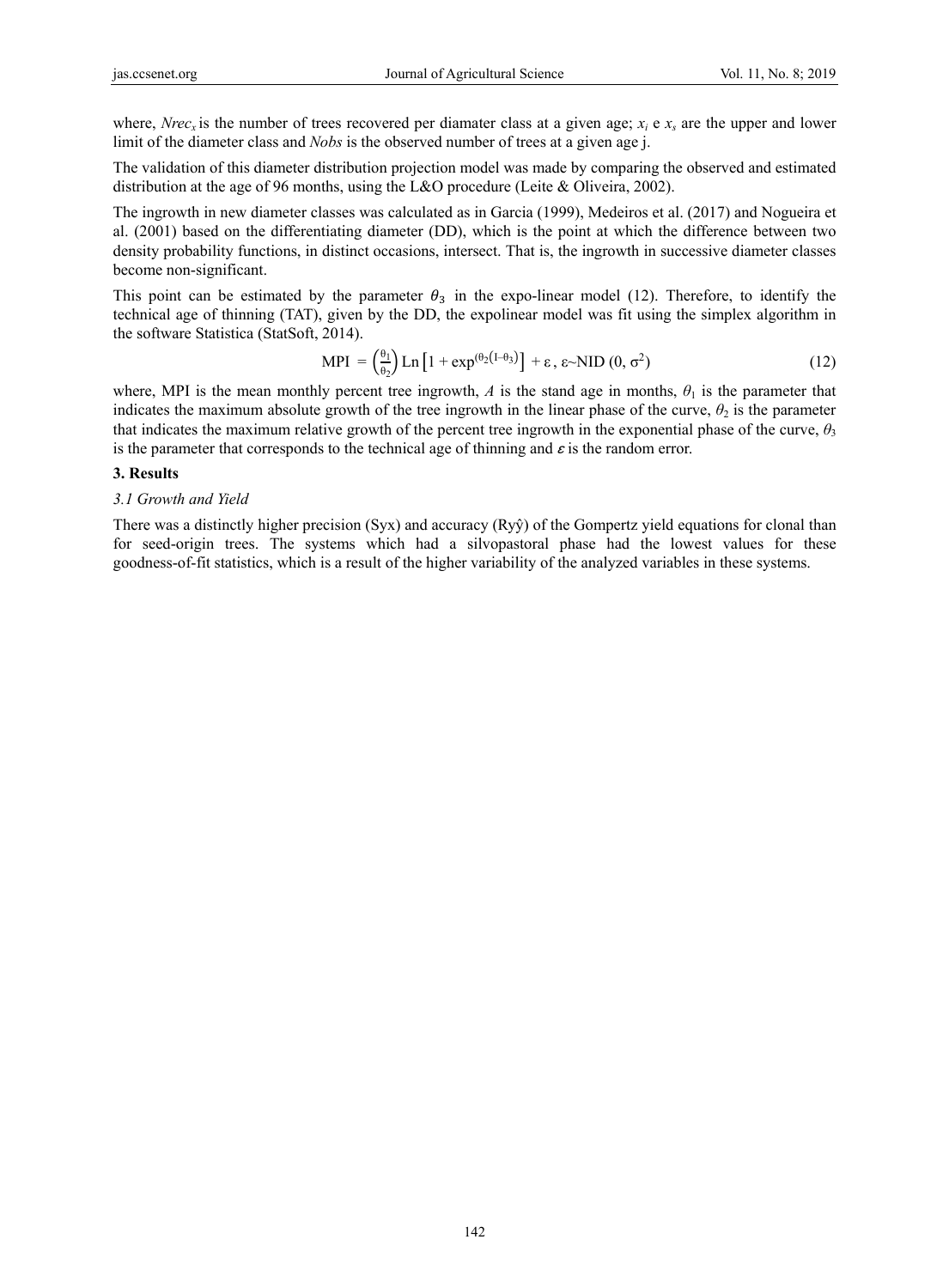where, $Nrec_x$ is the number of trees recovered per diamater class at a given age; $x_i$ e $x_s$ are the upper and lower limit of the diameter class and *Nobs* is the observed number of trees at a given age j.

The validation of this diameter distribution projection model was made by comparing the observed and estimated distribution at the age of 96 months, using the L&O procedure (Leite & Oliveira, 2002).

The ingrowth in new diameter classes was calculated as in Garcia (1999), Medeiros et al. (2017) and Nogueira et al. (2001) based on the differentiating diameter (DD), which is the point at which the difference between two density probability functions, in distinct occasions, intersect. That is, the ingrowth in successive diameter classes become non-significant.

This point can be estimated by the parameter $\theta_3$ in the expo-linear model (12). Therefore, to identify the technical age of thinning (TAT), given by the DD, the expolinear model was fit using the simplex algorithm in the software Statistica (StatSoft, 2014).

$$\text{MPI} = \left(\frac{\theta_1}{\theta_2}\right) \text{Ln}\left[1 + \exp^{(\theta_2(I - \theta_3))}\right] + \varepsilon,\ \varepsilon \sim \text{NID}\ (0, \sigma^2) \tag{12}$$

where, MPI is the mean monthly percent tree ingrowth, *A* is the stand age in months, $\theta_1$ is the parameter that indicates the maximum absolute growth of the tree ingrowth in the linear phase of the curve, $\theta_2$ is the parameter that indicates the maximum relative growth of the percent tree ingrowth in the exponential phase of the curve, $\theta_3$ is the parameter that corresponds to the technical age of thinning and $\varepsilon$ is the random error.

## 3. Results

### *3.1 Growth and Yield*

There was a distinctly higher precision (Syx) and accuracy (Ryŷ) of the Gompertz yield equations for clonal than for seed-origin trees. The systems which had a silvopastoral phase had the lowest values for these goodness-of-fit statistics, which is a result of the higher variability of the analyzed variables in these systems.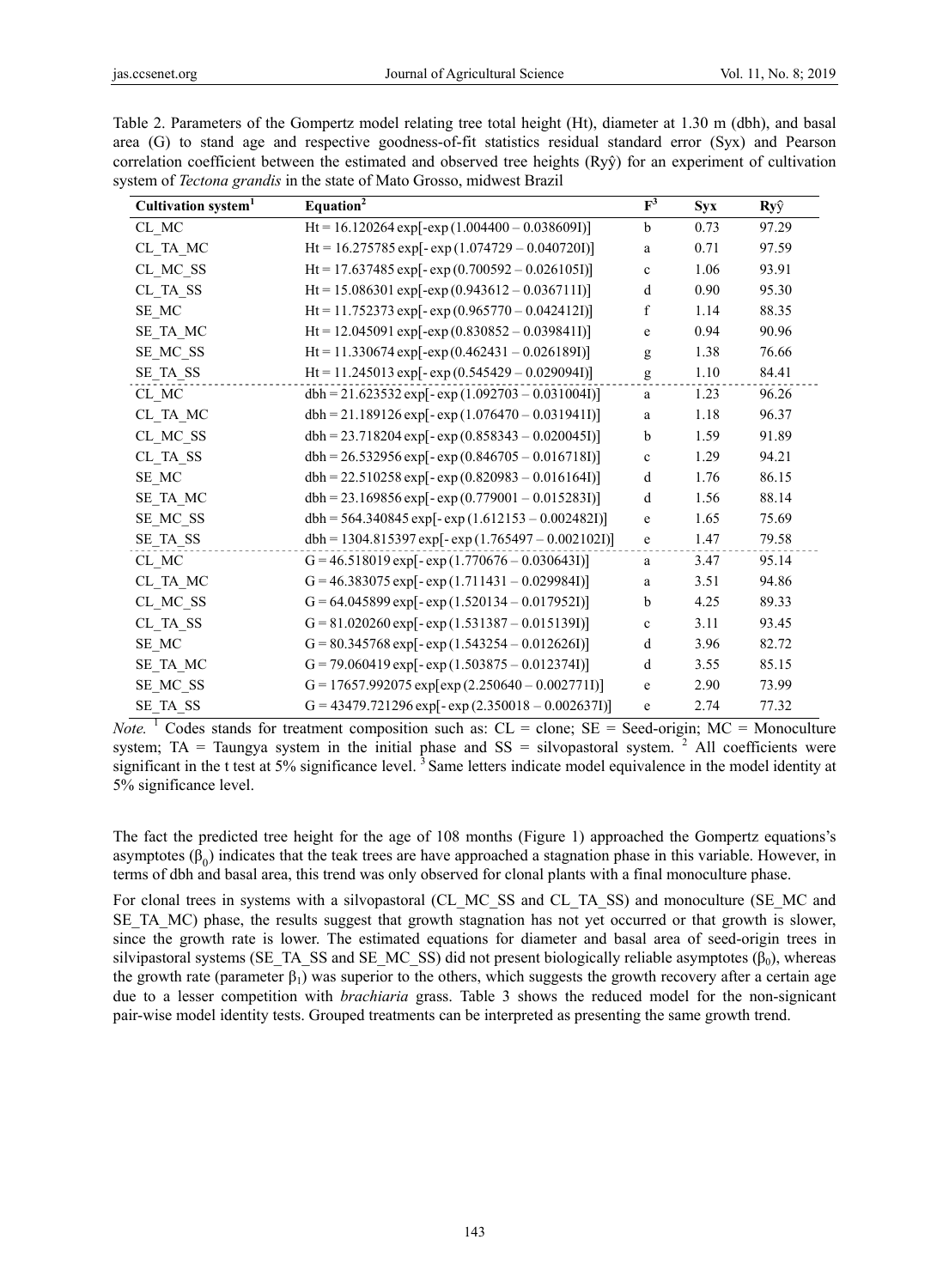Table 2. Parameters of the Gompertz model relating tree total height (Ht), diameter at 1.30 m (dbh), and basal area (G) to stand age and respective goodness-of-fit statistics residual standard error (Syx) and Pearson correlation coefficient between the estimated and observed tree heights (Ryŷ) for an experiment of cultivation system of *Tectona grandis* in the state of Mato Grosso, midwest Brazil

| Cultivation system[1] | Equation[2] | F[3] | Syx | Ryŷ |
|---|---|---|---|---|
| CL_MC | Ht = 16.120264 exp[-exp (1.004400 – 0.038609I)] | b | 0.73 | 97.29 |
| CL_TA_MC | Ht = 16.275785 exp[- exp (1.074729 – 0.040720I)] | a | 0.71 | 97.59 |
| CL_MC_SS | Ht = 17.637485 exp[- exp (0.700592 – 0.026105I)] | c | 1.06 | 93.91 |
| CL_TA_SS | Ht = 15.086301 exp[- exp (0.943612 – 0.036711I)] | d | 0.90 | 95.30 |
| SE_MC | Ht = 11.752373 exp[- exp (0.965770 – 0.042412I)] | f | 1.14 | 88.35 |
| SE_TA_MC | Ht = 12.045091 exp[-exp (0.830852 – 0.039841I)] | e | 0.94 | 90.96 |
| SE_MC_SS | Ht = 11.330674 exp[-exp (0.462431 – 0.026189I)] | g | 1.38 | 76.66 |
| SE_TA_SS | Ht = 11.245013 exp[- exp (0.545429 – 0.029094I)] | g | 1.10 | 84.41 |
| CL_MC | dbh = 21.623532 exp[- exp (1.092703 – 0.031004I)] | a | 1.23 | 96.26 |
| CL_TA_MC | dbh = 21.189126 exp[- exp (1.076470 – 0.031941I)] | a | 1.18 | 96.37 |
| CL_MC_SS | dbh = 23.718204 exp[- exp (0.858343 – 0.020045I)] | b | 1.59 | 91.89 |
| CL_TA_SS | dbh = 26.532956 exp[- exp (0.846705 – 0.016718I)] | c | 1.29 | 94.21 |
| SE_MC | dbh = 22.510258 exp[- exp (0.820983 – 0.016164I)] | d | 1.76 | 86.15 |
| SE_TA_MC | dbh = 23.169856 exp[- exp (0.779001 – 0.015283I)] | d | 1.56 | 88.14 |
| SE_MC_SS | dbh = 564.340845 exp[- exp (1.612153 – 0.002482I)] | e | 1.65 | 75.69 |
| SE_TA_SS | dbh = 1304.815397 exp[- exp (1.765497 – 0.002102I)] | e | 1.47 | 79.58 |
| CL_MC | G = 46.518019 exp[- exp (1.770676 – 0.030643I)] | a | 3.47 | 95.14 |
| CL_TA_MC | G = 46.383075 exp[- exp (1.711431 – 0.029984I)] | a | 3.51 | 94.86 |
| CL_MC_SS | G = 64.045899 exp[- exp (1.520134 – 0.017952I)] | b | 4.25 | 89.33 |
| CL_TA_SS | G = 81.020260 exp[- exp (1.531387 – 0.015139I)] | c | 3.11 | 93.45 |
| SE_MC | G = 80.345768 exp[- exp (1.543254 – 0.012626I)] | d | 3.96 | 82.72 |
| SE_TA_MC | G = 79.060419 exp[- exp (1.503875 – 0.012374I)] | d | 3.55 | 85.15 |
| SE_MC_SS | G = 17657.992075 exp[exp (2.250640 – 0.002771I)] | e | 2.90 | 73.99 |
| SE_TA_SS | G = 43479.721296 exp[- exp (2.350018 – 0.002637I)] | e | 2.74 | 77.32 |

*Note.* [1] Codes stands for treatment composition such as: CL = clone; SE = Seed-origin; MC = Monoculture system; TA = Taungya system in the initial phase and SS = silvopastoral system. [2] All coefficients were significant in the t test at 5% significance level. [3] Same letters indicate model equivalence in the model identity at 5% significance level.

The fact the predicted tree height for the age of 108 months (Figure 1) approached the Gompertz equations's asymptotes ($\beta_0$) indicates that the teak trees are have approached a stagnation phase in this variable. However, in terms of dbh and basal area, this trend was only observed for clonal plants with a final monoculture phase.

For clonal trees in systems with a silvopastoral (CL_MC_SS and CL_TA_SS) and monoculture (SE_MC and SE_TA_MC) phase, the results suggest that growth stagnation has not yet occurred or that growth is slower, since the growth rate is lower. The estimated equations for diameter and basal area of seed-origin trees in silvipastoral systems (SE_TA_SS and SE_MC_SS) did not present biologically reliable asymptotes ($\beta_0$), whereas the growth rate (parameter $\beta_1$) was superior to the others, which suggests the growth recovery after a certain age due to a lesser competition with *brachiaria* grass. Table 3 shows the reduced model for the non-signicant pair-wise model identity tests. Grouped treatments can be interpreted as presenting the same growth trend.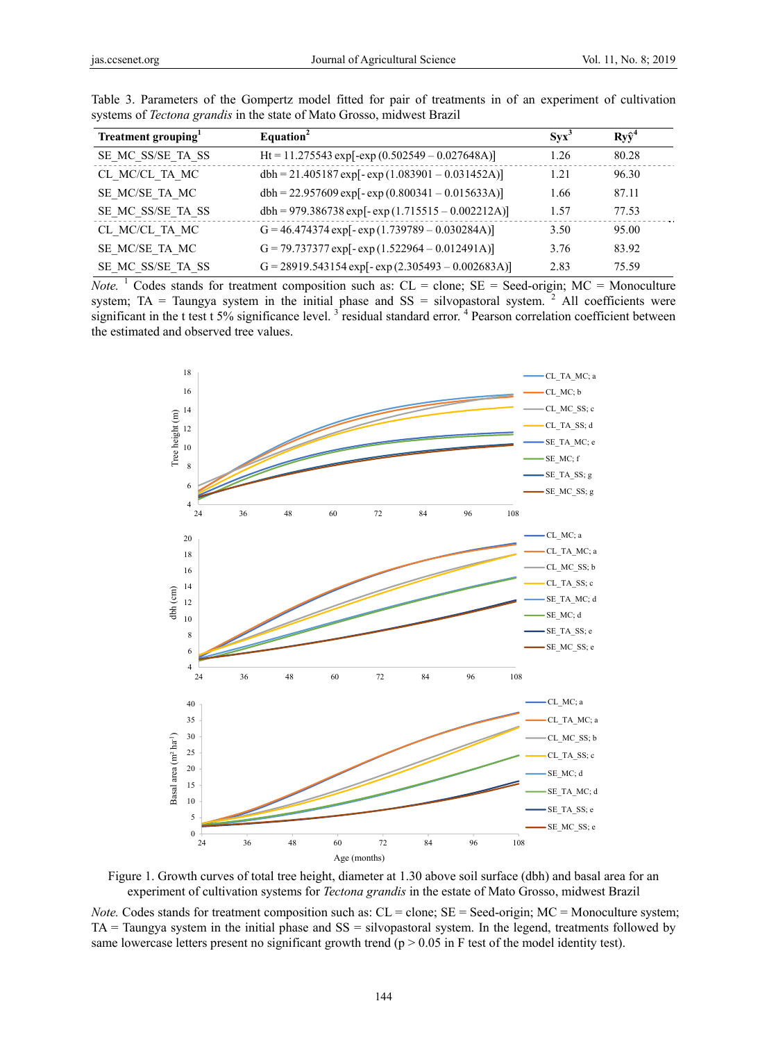Table 3. Parameters of the Gompertz model fitted for pair of treatments in of an experiment of cultivation systems of *Tectona grandis* in the state of Mato Grosso, midwest Brazil

| Treatment grouping[1] | Equation[2] | Syx[3] | $R_{y\hat{y}}$[4] |
|---|---|---|---|
| SE_MC_SS/SE_TA_SS | $Ht = 11.275543\exp[-\exp(0.502549 - 0.027648A)]$ | 1.26 | 80.28 |
| CL_MC/CL_TA_MC | $dbh = 21.405187\exp[-\exp(1.083901 - 0.031452A)]$ | 1.21 | 96.30 |
| SE_MC/SE_TA_MC | $dbh = 22.957609\exp[-\exp(0.800341 - 0.015633A)]$ | 1.66 | 87.11 |
| SE_MC_SS/SE_TA_SS | $dbh = 979.386738\exp[-\exp(1.715515 - 0.002212A)]$ | 1.57 | 77.53 |
| CL_MC/CL_TA_MC | $G = 46.474374\exp[-\exp(1.739789 - 0.030284A)]$ | 3.50 | 95.00 |
| SE_MC/SE_TA_MC | $G = 79.737377\exp[-\exp(1.522964 - 0.012491A)]$ | 3.76 | 83.92 |
| SE_MC_SS/SE_TA_SS | $G = 28919.543154\exp[-\exp(2.305493 - 0.002683A)]$ | 2.83 | 75.59 |

*Note.* [1] Codes stands for treatment composition such as: CL = clone; SE = Seed-origin; MC = Monoculture system; TA = Taungya system in the initial phase and SS = silvopastoral system. [2] All coefficients were significant in the t test t 5% significance level. [3] residual standard error. [4] Pearson correlation coefficient between the estimated and observed tree values.

Figure 1. Growth curves of total tree height, diameter at 1.30 above soil surface (dbh) and basal area for an experiment of cultivation systems for *Tectona grandis* in the estate of Mato Grosso, midwest Brazil

*Note.* Codes stands for treatment composition such as: CL = clone; SE = Seed-origin; MC = Monoculture system; TA = Taungya system in the initial phase and SS = silvopastoral system. In the legend, treatments followed by same lowercase letters present no significant growth trend ($p > 0.05$ in F test of the model identity test).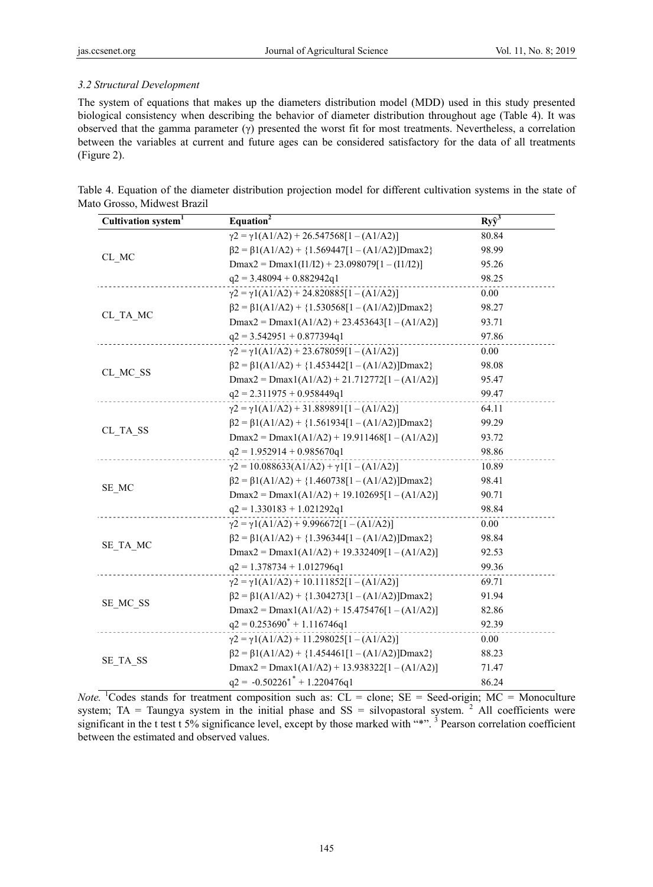### *3.2 Structural Development*

The system of equations that makes up the diameters distribution model (MDD) used in this study presented biological consistency when describing the behavior of diameter distribution throughout age (Table 4). It was observed that the gamma parameter (γ) presented the worst fit for most treatments. Nevertheless, a correlation between the variables at current and future ages can be considered satisfactory for the data of all treatments (Figure 2).

Table 4. Equation of the diameter distribution projection model for different cultivation systems in the state of Mato Grosso, Midwest Brazil

| Cultivation system[1] | Equation[2] | $R_{y\hat{y}}$[3] |
|---|---|---|
| CL_MC | $\gamma 2 = \gamma 1(A1/A2) + 26.547568[1 - (A1/A2)]$ | 80.84 |
| | $\beta 2 = \beta 1(A1/A2) + \{1.569447[1 - (A1/A2)]Dmax2\}$ | 98.99 |
| | $Dmax2 = Dmax1(I1/I2) + 23.098079[1 - (I1/I2)]$ | 95.26 |
| | $q2 = 3.48094 + 0.882942q1$ | 98.25 |
| CL_TA_MC | $\gamma 2 = \gamma 1(A1/A2) + 24.820885[1 - (A1/A2)]$ | 0.00 |
| | $\beta 2 = \beta 1(A1/A2) + \{1.530568[1 - (A1/A2)]Dmax2\}$ | 98.27 |
| | $Dmax2 = Dmax1(A1/A2) + 23.453643[1 - (A1/A2)]$ | 93.71 |
| | $q2 = 3.542951 + 0.877394q1$ | 97.86 |
| CL_MC_SS | $\gamma 2 = \gamma 1(A1/A2) + 23.678059[1 - (A1/A2)]$ | 0.00 |
| | $\beta 2 = \beta 1(A1/A2) + \{1.453442[1 - (A1/A2)]Dmax2\}$ | 98.08 |
| | $Dmax2 = Dmax1(A1/A2) + 21.712772[1 - (A1/A2)]$ | 95.47 |
| | $q2 = 2.311975 + 0.958449q1$ | 99.47 |
| CL_TA_SS | $\gamma 2 = \gamma 1(A1/A2) + 31.889891[1 - (A1/A2)]$ | 64.11 |
| | $\beta 2 = \beta 1(A1/A2) + \{1.561934[1 - (A1/A2)]Dmax2\}$ | 99.29 |
| | $Dmax2 = Dmax1(A1/A2) + 19.911468[1 - (A1/A2)]$ | 93.72 |
| | $q2 = 1.952914 + 0.985670q1$ | 98.86 |
| SE_MC | $\gamma 2 = 10.088633(A1/A2) + \gamma 1[1 - (A1/A2)]$ | 10.89 |
| | $\beta 2 = \beta 1(A1/A2) + \{1.460738[1 - (A1/A2)]Dmax2\}$ | 98.41 |
| | $Dmax2 = Dmax1(A1/A2) + 19.102695[1 - (A1/A2)]$ | 90.71 |
| | $q2 = 1.330183 + 1.021292q1$ | 98.84 |
| SE_TA_MC | $\gamma 2 = \gamma 1(A1/A2) + 9.996672[1 - (A1/A2)]$ | 0.00 |
| | $\beta 2 = \beta 1(A1/A2) + \{1.396344[1 - (A1/A2)]Dmax2\}$ | 98.84 |
| | $Dmax2 = Dmax1(A1/A2) + 19.332409[1 - (A1/A2)]$ | 92.53 |
| | $q2 = 1.378734 + 1.012796q1$ | 99.36 |
| SE_MC_SS | $\gamma 2 = \gamma 1(A1/A2) + 10.111852[1 - (A1/A2)]$ | 69.71 |
| | $\beta 2 = \beta 1(A1/A2) + \{1.304273[1 - (A1/A2)]Dmax2\}$ | 91.94 |
| | $Dmax2 = Dmax1(A1/A2) + 15.475476[1 - (A1/A2)]$ | 82.86 |
| | $q2 = 0.253690^{*} + 1.116746q1$ | 92.39 |
| SE_TA_SS | $\gamma 2 = \gamma 1(A1/A2) + 11.298025[1 - (A1/A2)]$ | 0.00 |
| | $\beta 2 = \beta 1(A1/A2) + \{1.454461[1 - (A1/A2)]Dmax2\}$ | 88.23 |
| | $Dmax2 = Dmax1(A1/A2) + 13.938322[1 - (A1/A2)]$ | 71.47 |
| | $q2 = -0.502261^{*} + 1.220476q1$ | 86.24 |

*Note.* [1]Codes stands for treatment composition such as: CL = clone; SE = Seed-origin; MC = Monoculture system; TA = Taungya system in the initial phase and SS = silvopastoral system. [2] All coefficients were significant in the t test t 5% significance level, except by those marked with "*". [3] Pearson correlation coefficient between the estimated and observed values.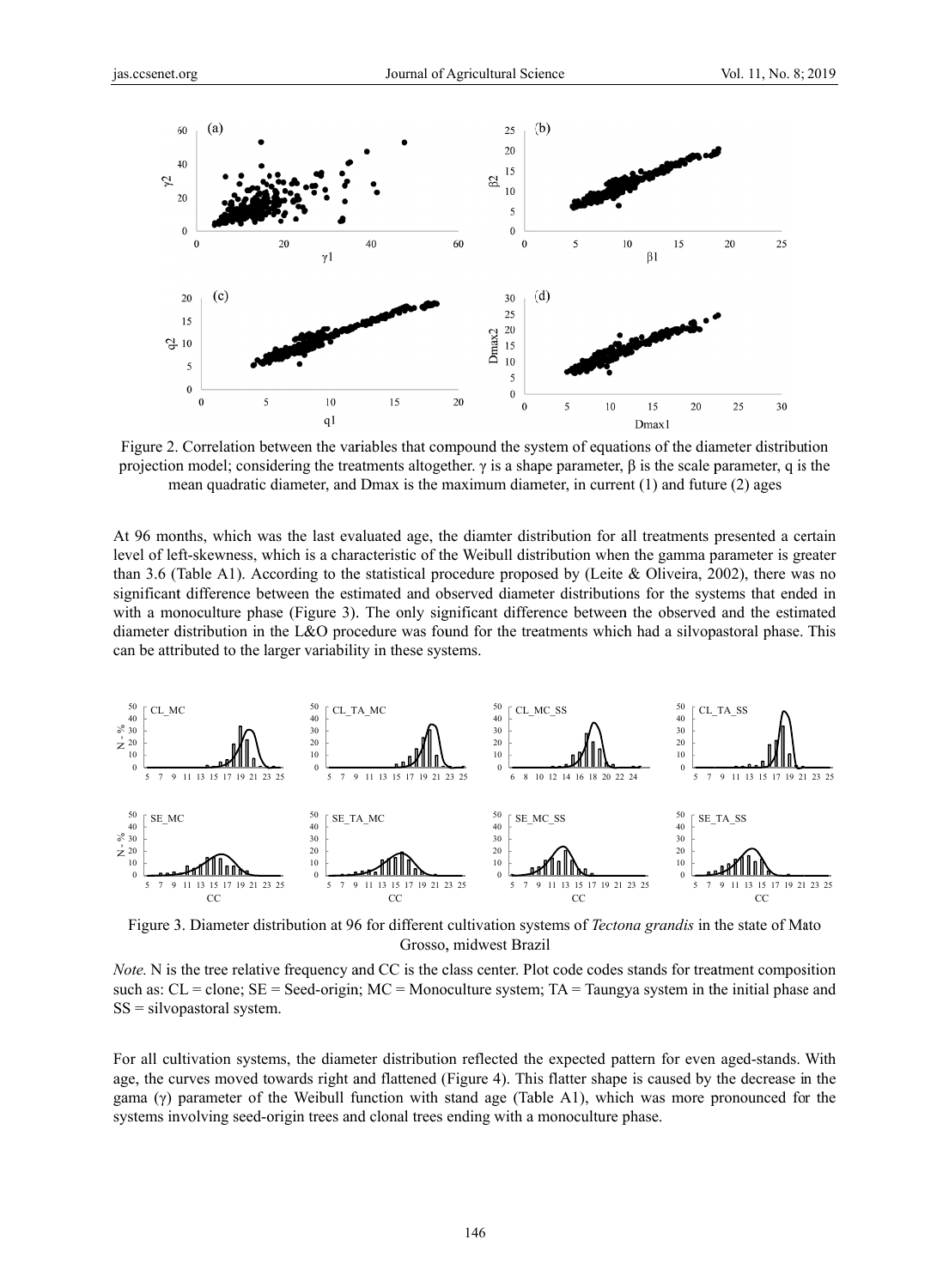Figure 2. Correlation between the variables that compound the system of equations of the diameter distribution projection model; considering the treatments altogether. $\gamma$ is a shape parameter, $\beta$ is the scale parameter, q is the mean quadratic diameter, and Dmax is the maximum diameter, in current (1) and future (2) ages

At 96 months, which was the last evaluated age, the diamter distribution for all treatments presented a certain level of left-skewness, which is a characteristic of the Weibull distribution when the gamma parameter is greater than 3.6 (Table A1). According to the statistical procedure proposed by (Leite & Oliveira, 2002), there was no significant difference between the estimated and observed diameter distributions for the systems that ended in with a monoculture phase (Figure 3). The only significant difference between the observed and the estimated diameter distribution in the L&O procedure was found for the treatments which had a silvopastoral phase. This can be attributed to the larger variability in these systems.

Figure 3. Diameter distribution at 96 for different cultivation systems of *Tectona grandis* in the state of Mato Grosso, midwest Brazil

*Note.* N is the tree relative frequency and CC is the class center. Plot code codes stands for treatment composition such as: CL = clone; SE = Seed-origin; MC = Monoculture system; TA = Taungya system in the initial phase and SS = silvopastoral system.

For all cultivation systems, the diameter distribution reflected the expected pattern for even aged-stands. With age, the curves moved towards right and flattened (Figure 4). This flatter shape is caused by the decrease in the gama ($\gamma$) parameter of the Weibull function with stand age (Table A1), which was more pronounced for the systems involving seed-origin trees and clonal trees ending with a monoculture phase.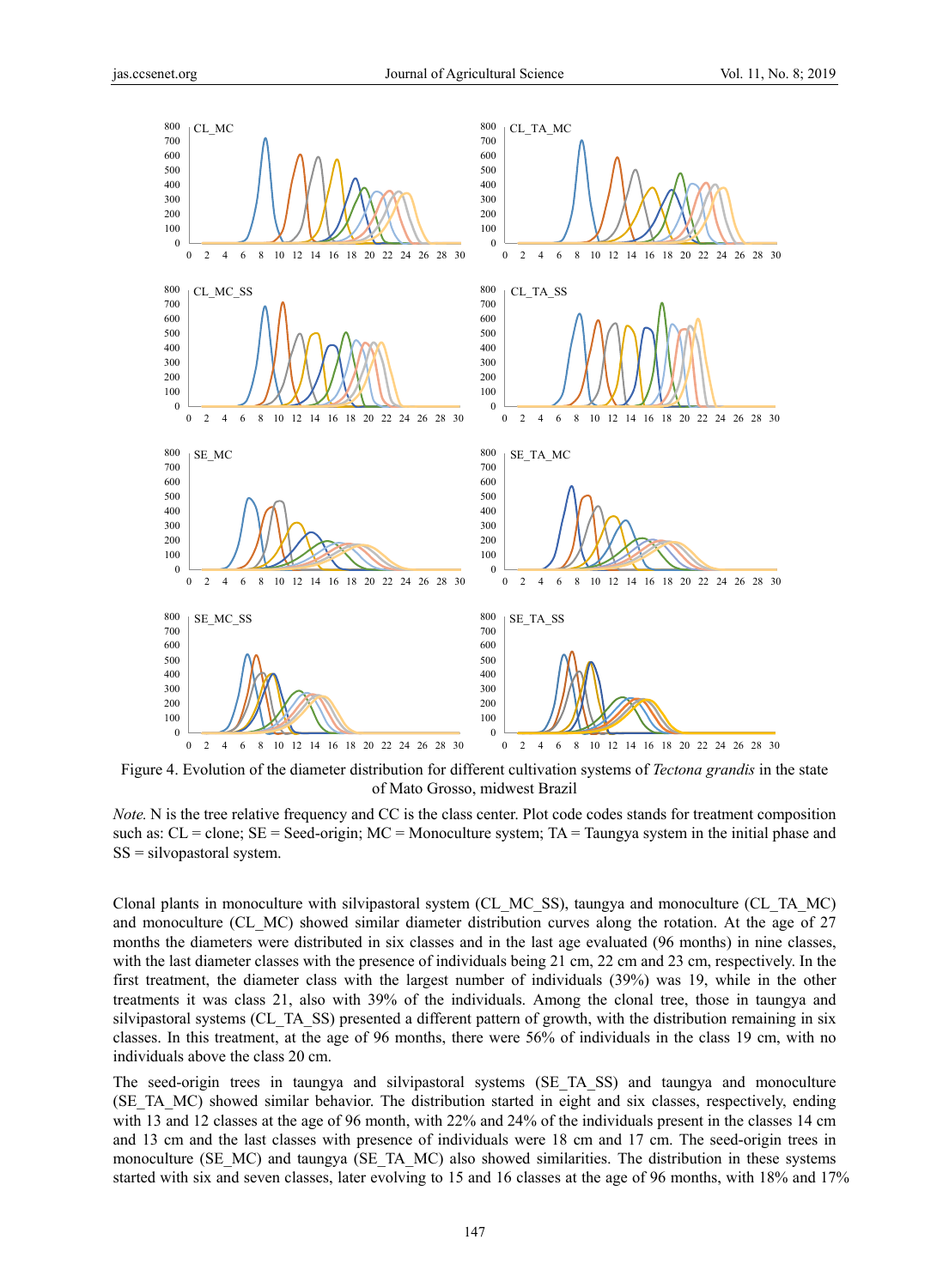Figure 4. Evolution of the diameter distribution for different cultivation systems of *Tectona grandis* in the state of Mato Grosso, midwest Brazil

*Note.* N is the tree relative frequency and CC is the class center. Plot code codes stands for treatment composition such as: CL = clone; SE = Seed-origin; MC = Monoculture system; TA = Taungya system in the initial phase and SS = silvopastoral system.

Clonal plants in monoculture with silvipastoral system (CL_MC_SS), taungya and monoculture (CL_TA_MC) and monoculture (CL_MC) showed similar diameter distribution curves along the rotation. At the age of 27 months the diameters were distributed in six classes and in the last age evaluated (96 months) in nine classes, with the last diameter classes with the presence of individuals being 21 cm, 22 cm and 23 cm, respectively. In the first treatment, the diameter class with the largest number of individuals (39%) was 19, while in the other treatments it was class 21, also with 39% of the individuals. Among the clonal tree, those in taungya and silvipastoral systems (CL_TA_SS) presented a different pattern of growth, with the distribution remaining in six classes. In this treatment, at the age of 96 months, there were 56% of individuals in the class 19 cm, with no individuals above the class 20 cm.

The seed-origin trees in taungya and silvipastoral systems (SE_TA_SS) and taungya and monoculture (SE_TA_MC) showed similar behavior. The distribution started in eight and six classes, respectively, ending with 13 and 12 classes at the age of 96 month, with 22% and 24% of the individuals present in the classes 14 cm and 13 cm and the last classes with presence of individuals were 18 cm and 17 cm. The seed-origin trees in monoculture (SE_MC) and taungya (SE_TA_MC) also showed similarities. The distribution in these systems started with six and seven classes, later evolving to 15 and 16 classes at the age of 96 months, with 18% and 17%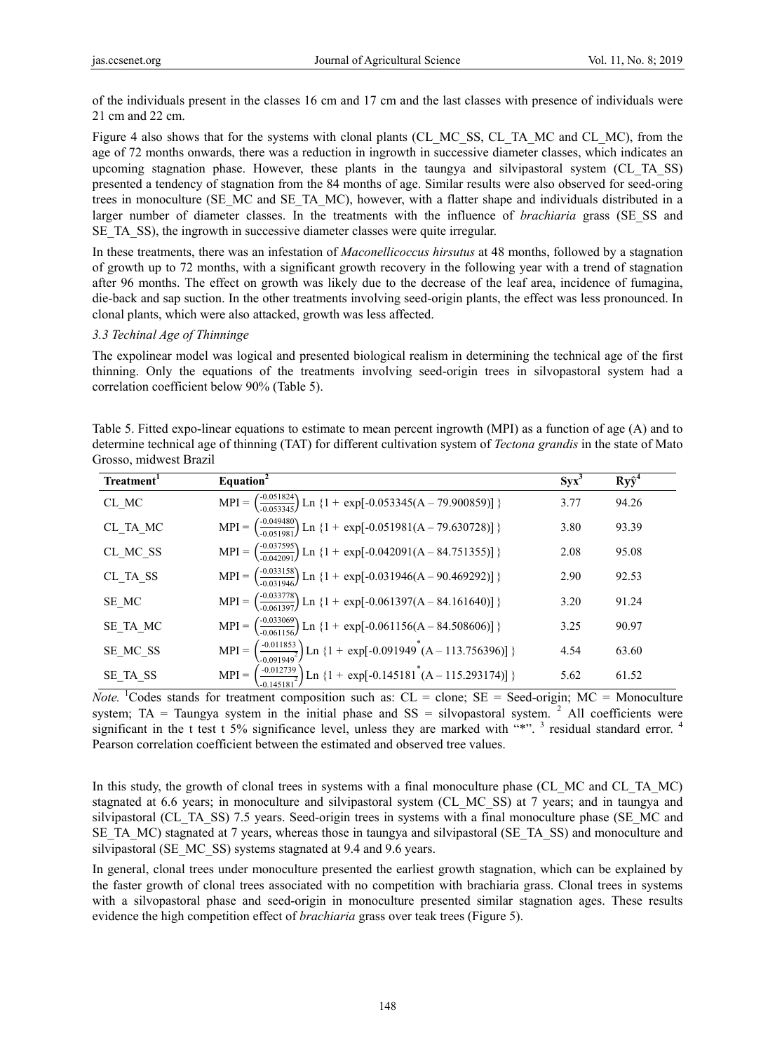of the individuals present in the classes 16 cm and 17 cm and the last classes with presence of individuals were 21 cm and 22 cm.

Figure 4 also shows that for the systems with clonal plants (CL_MC_SS, CL_TA_MC and CL_MC), from the age of 72 months onwards, there was a reduction in ingrowth in successive diameter classes, which indicates an upcoming stagnation phase. However, these plants in the taungya and silvipastoral system (CL_TA_SS) presented a tendency of stagnation from the 84 months of age. Similar results were also observed for seed-oring trees in monoculture (SE_MC and SE_TA_MC), however, with a flatter shape and individuals distributed in a larger number of diameter classes. In the treatments with the influence of *brachiaria* grass (SE_SS and SE_TA_SS), the ingrowth in successive diameter classes were quite irregular.

In these treatments, there was an infestation of *Maconellicoccus hirsutus* at 48 months, followed by a stagnation of growth up to 72 months, with a significant growth recovery in the following year with a trend of stagnation after 96 months. The effect on growth was likely due to the decrease of the leaf area, incidence of fumagina, die-back and sap suction. In the other treatments involving seed-origin plants, the effect was less pronounced. In clonal plants, which were also attacked, growth was less affected.

### *3.3 Techinal Age of Thinninge*

The expolinear model was logical and presented biological realism in determining the technical age of the first thinning. Only the equations of the treatments involving seed-origin trees in silvopastoral system had a correlation coefficient below 90% (Table 5).

Table 5. Fitted expo-linear equations to estimate to mean percent ingrowth (MPI) as a function of age (A) and to determine technical age of thinning (TAT) for different cultivation system of *Tectona grandis* in the state of Mato Grosso, midwest Brazil

| Treatment[1] | Equation[2] | Syx[3] | $R_{y\hat{y}}$[4] |
|---|---|---|---|
| CL_MC | $MPI = \left(\frac{-0.051824}{-0.053345}\right) \text{Ln}\ \{1 + \exp[-0.053345(A - 79.900859)]\}$ | 3.77 | 94.26 |
| CL_TA_MC | $MPI = \left(\frac{-0.049480}{-0.051981}\right) \text{Ln}\ \{1 + \exp[-0.051981(A - 79.630728)]\}$ | 3.80 | 93.39 |
| CL_MC_SS | $MPI = \left(\frac{-0.037595}{-0.042091}\right) \text{Ln}\ \{1 + \exp[-0.042091(A - 84.751355)]\}$ | 2.08 | 95.08 |
| CL_TA_SS | $MPI = \left(\frac{-0.033158}{-0.031946}\right) \text{Ln}\ \{1 + \exp[-0.031946(A - 90.469292)]\}$ | 2.90 | 92.53 |
| SE_MC | $MPI = \left(\frac{-0.033778}{-0.061397}\right) \text{Ln}\ \{1 + \exp[-0.061397(A - 84.161640)]\}$ | 3.20 | 91.24 |
| SE_TA_MC | $MPI = \left(\frac{-0.033069}{-0.061156}\right) \text{Ln}\ \{1 + \exp[-0.061156(A - 84.508606)]\}$ | 3.25 | 90.97 |
| SE_MC_SS | $MPI = \left(\frac{-0.011853}{-0.091949^{*}}\right) \text{Ln}\ \{1 + \exp[-0.091949^{*}(A - 113.756396)]\}$ | 4.54 | 63.60 |
| SE_TA_SS | $MPI = \left(\frac{-0.012739}{-0.145181^{*}}\right) \text{Ln}\ \{1 + \exp[-0.145181^{*}(A - 115.293174)]\}$ | 5.62 | 61.52 |

*Note.* [1]Codes stands for treatment composition such as: CL = clone; SE = Seed-origin; MC = Monoculture system; TA = Taungya system in the initial phase and SS = silvopastoral system. [2] All coefficients were significant in the t test t 5% significance level, unless they are marked with "*". [3] residual standard error. [4] Pearson correlation coefficient between the estimated and observed tree values.

In this study, the growth of clonal trees in systems with a final monoculture phase (CL_MC and CL_TA_MC) stagnated at 6.6 years; in monoculture and silvipastoral system (CL_MC_SS) at 7 years; and in taungya and silvipastoral (CL_TA_SS) 7.5 years. Seed-origin trees in systems with a final monoculture phase (SE_MC and SE_TA_MC) stagnated at 7 years, whereas those in taungya and silvipastoral (SE_TA_SS) and monoculture and silvipastoral (SE_MC_SS) systems stagnated at 9.4 and 9.6 years.

In general, clonal trees under monoculture presented the earliest growth stagnation, which can be explained by the faster growth of clonal trees associated with no competition with brachiaria grass. Clonal trees in systems with a silvopastoral phase and seed-origin in monoculture presented similar stagnation ages. These results evidence the high competition effect of *brachiaria* grass over teak trees (Figure 5).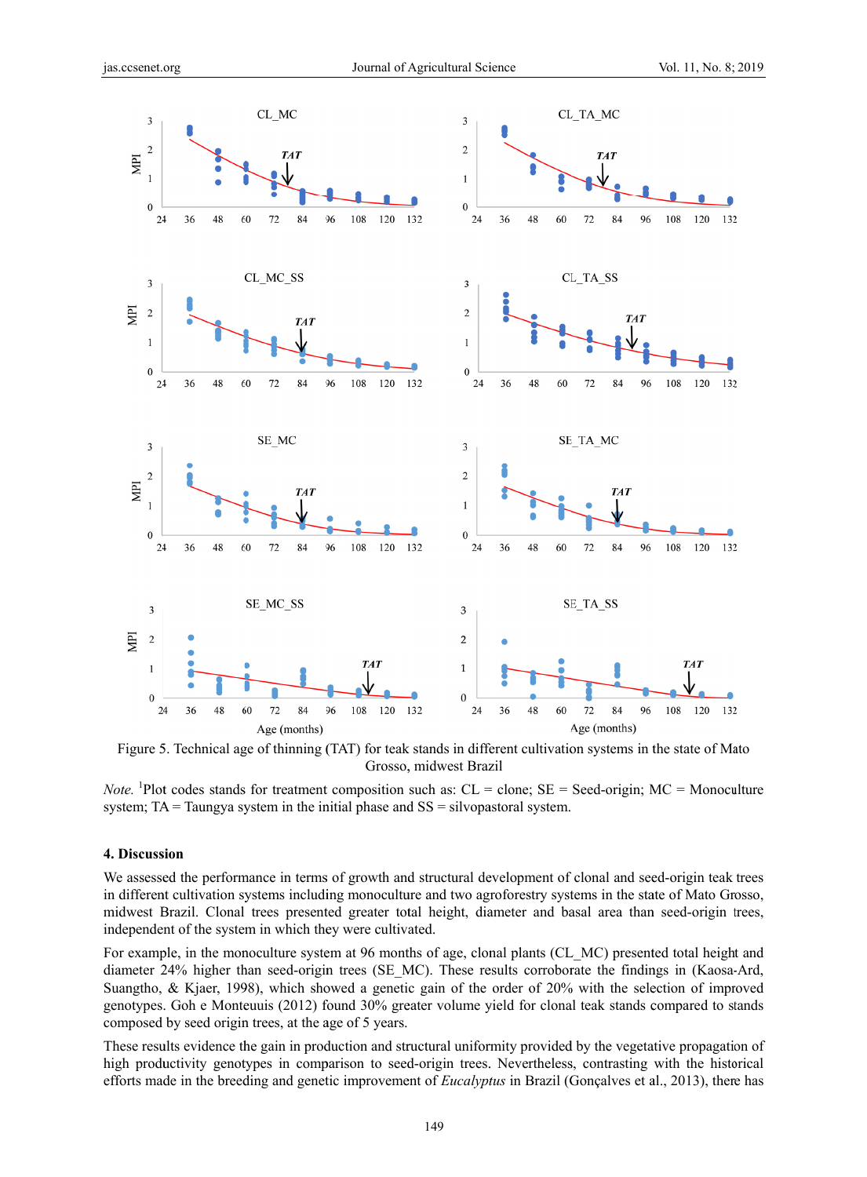Figure 5. Technical age of thinning (TAT) for teak stands in different cultivation systems in the state of Mato Grosso, midwest Brazil

*Note.* [1]Plot codes stands for treatment composition such as: CL = clone; SE = Seed-origin; MC = Monoculture system; TA = Taungya system in the initial phase and SS = silvopastoral system.

## 4. Discussion

We assessed the performance in terms of growth and structural development of clonal and seed-origin teak trees in different cultivation systems including monoculture and two agroforestry systems in the state of Mato Grosso, midwest Brazil. Clonal trees presented greater total height, diameter and basal area than seed-origin trees, independent of the system in which they were cultivated.

For example, in the monoculture system at 96 months of age, clonal plants (CL_MC) presented total height and diameter 24% higher than seed-origin trees (SE_MC). These results corroborate the findings in (Kaosa-Ard, Suangtho, & Kjaer, 1998), which showed a genetic gain of the order of 20% with the selection of improved genotypes. Goh e Monteuuis (2012) found 30% greater volume yield for clonal teak stands compared to stands composed by seed origin trees, at the age of 5 years.

These results evidence the gain in production and structural uniformity provided by the vegetative propagation of high productivity genotypes in comparison to seed-origin trees. Nevertheless, contrasting with the historical efforts made in the breeding and genetic improvement of *Eucalyptus* in Brazil (Gonçalves et al., 2013), there has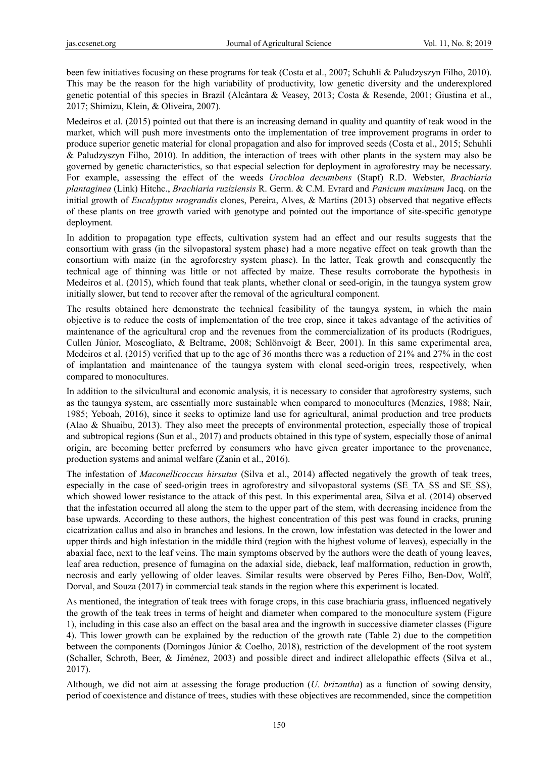been few initiatives focusing on these programs for teak (Costa et al., 2007; Schuhli & Paludzyszyn Filho, 2010). This may be the reason for the high variability of productivity, low genetic diversity and the underexplored genetic potential of this species in Brazil (Alcântara & Veasey, 2013; Costa & Resende, 2001; Giustina et al., 2017; Shimizu, Klein, & Oliveira, 2007).

Medeiros et al. (2015) pointed out that there is an increasing demand in quality and quantity of teak wood in the market, which will push more investments onto the implementation of tree improvement programs in order to produce superior genetic material for clonal propagation and also for improved seeds (Costa et al., 2015; Schuhli & Paludzyszyn Filho, 2010). In addition, the interaction of trees with other plants in the system may also be governed by genetic characteristics, so that especial selection for deployment in agroforestry may be necessary. For example, assessing the effect of the weeds *Urochloa decumbens* (Stapf) R.D. Webster, *Brachiaria plantaginea* (Link) Hitchc., *Brachiaria ruziziensis* R. Germ. & C.M. Evrard and *Panicum maximum* Jacq. on the initial growth of *Eucalyptus urograndis* clones, Pereira, Alves, & Martins (2013) observed that negative effects of these plants on tree growth varied with genotype and pointed out the importance of site-specific genotype deployment.

In addition to propagation type effects, cultivation system had an effect and our results suggests that the consortium with grass (in the silvopastoral system phase) had a more negative effect on teak growth than the consortium with maize (in the agroforestry system phase). In the latter, Teak growth and consequently the technical age of thinning was little or not affected by maize. These results corroborate the hypothesis in Medeiros et al. (2015), which found that teak plants, whether clonal or seed-origin, in the taungya system grow initially slower, but tend to recover after the removal of the agricultural component.

The results obtained here demonstrate the technical feasibility of the taungya system, in which the main objective is to reduce the costs of implementation of the tree crop, since it takes advantage of the activities of maintenance of the agricultural crop and the revenues from the commercialization of its products (Rodrigues, Cullen Júnior, Moscogliato, & Beltrame, 2008; Schlönvoigt & Beer, 2001). In this same experimental area, Medeiros et al. (2015) verified that up to the age of 36 months there was a reduction of 21% and 27% in the cost of implantation and maintenance of the taungya system with clonal seed-origin trees, respectively, when compared to monocultures.

In addition to the silvicultural and economic analysis, it is necessary to consider that agroforestry systems, such as the taungya system, are essentially more sustainable when compared to monocultures (Menzies, 1988; Nair, 1985; Yeboah, 2016), since it seeks to optimize land use for agricultural, animal production and tree products (Alao & Shuaibu, 2013). They also meet the precepts of environmental protection, especially those of tropical and subtropical regions (Sun et al., 2017) and products obtained in this type of system, especially those of animal origin, are becoming better preferred by consumers who have given greater importance to the provenance, production systems and animal welfare (Zanin et al., 2016).

The infestation of *Maconellicoccus hirsutus* (Silva et al., 2014) affected negatively the growth of teak trees, especially in the case of seed-origin trees in agroforestry and silvopastoral systems (SE_TA_SS and SE_SS), which showed lower resistance to the attack of this pest. In this experimental area, Silva et al. (2014) observed that the infestation occurred all along the stem to the upper part of the stem, with decreasing incidence from the base upwards. According to these authors, the highest concentration of this pest was found in cracks, pruning cicatrization callus and also in branches and lesions. In the crown, low infestation was detected in the lower and upper thirds and high infestation in the middle third (region with the highest volume of leaves), especially in the abaxial face, next to the leaf veins. The main symptoms observed by the authors were the death of young leaves, leaf area reduction, presence of fumagina on the adaxial side, dieback, leaf malformation, reduction in growth, necrosis and early yellowing of older leaves. Similar results were observed by Peres Filho, Ben-Dov, Wolff, Dorval, and Souza (2017) in commercial teak stands in the region where this experiment is located.

As mentioned, the integration of teak trees with forage crops, in this case brachiaria grass, influenced negatively the growth of the teak trees in terms of height and diameter when compared to the monoculture system (Figure 1), including in this case also an effect on the basal area and the ingrowth in successive diameter classes (Figure 4). This lower growth can be explained by the reduction of the growth rate (Table 2) due to the competition between the components (Domingos Júnior & Coelho, 2018), restriction of the development of the root system (Schaller, Schroth, Beer, & Jiménez, 2003) and possible direct and indirect allelopathic effects (Silva et al., 2017).

Although, we did not aim at assessing the forage production (*U. brizantha*) as a function of sowing density, period of coexistence and distance of trees, studies with these objectives are recommended, since the competition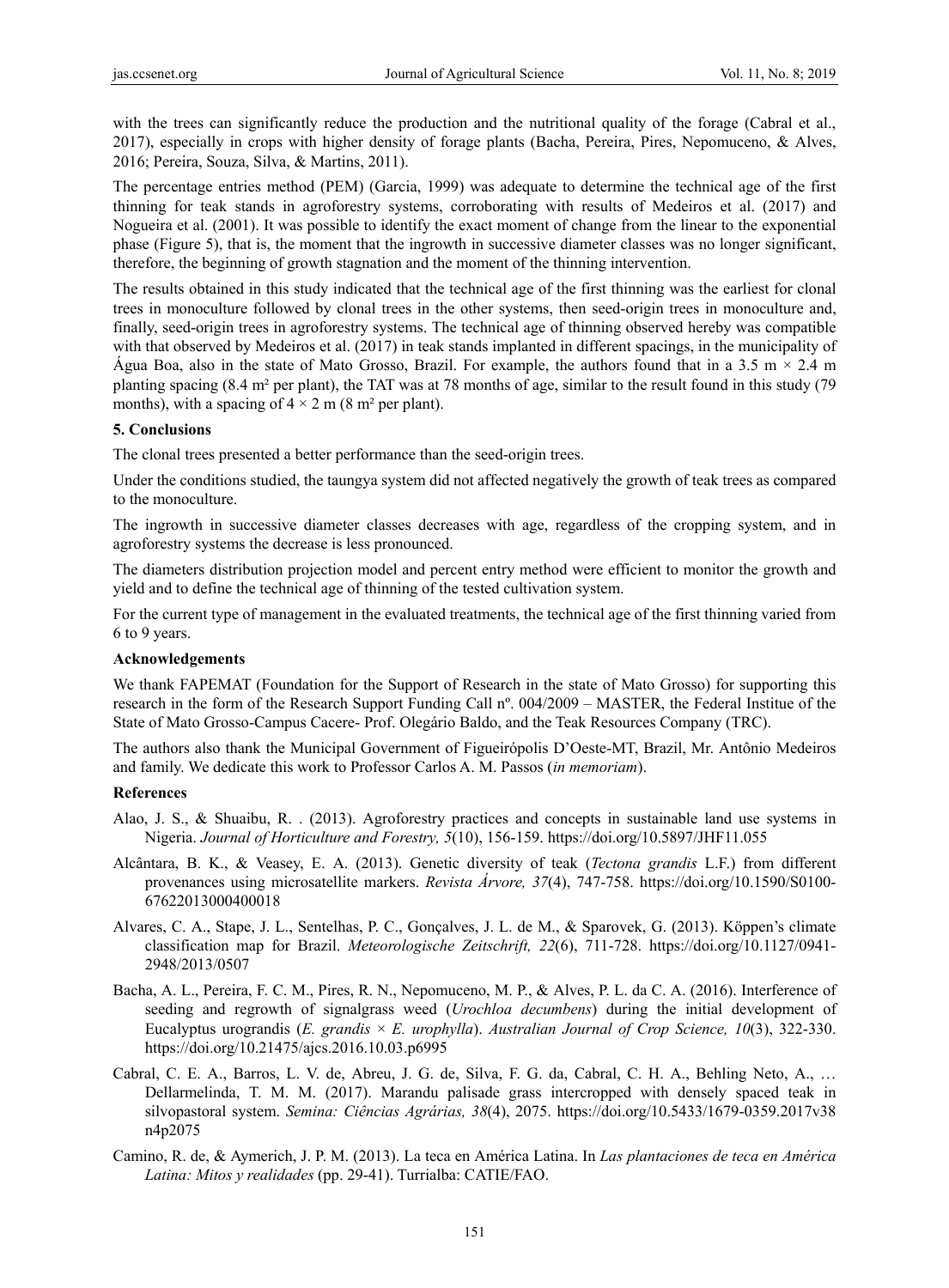with the trees can significantly reduce the production and the nutritional quality of the forage (Cabral et al., 2017), especially in crops with higher density of forage plants (Bacha, Pereira, Pires, Nepomuceno, & Alves, 2016; Pereira, Souza, Silva, & Martins, 2011).

The percentage entries method (PEM) (Garcia, 1999) was adequate to determine the technical age of the first thinning for teak stands in agroforestry systems, corroborating with results of Medeiros et al. (2017) and Nogueira et al. (2001). It was possible to identify the exact moment of change from the linear to the exponential phase (Figure 5), that is, the moment that the ingrowth in successive diameter classes was no longer significant, therefore, the beginning of growth stagnation and the moment of the thinning intervention.

The results obtained in this study indicated that the technical age of the first thinning was the earliest for clonal trees in monoculture followed by clonal trees in the other systems, then seed-origin trees in monoculture and, finally, seed-origin trees in agroforestry systems. The technical age of thinning observed hereby was compatible with that observed by Medeiros et al. (2017) in teak stands implanted in different spacings, in the municipality of Água Boa, also in the state of Mato Grosso, Brazil. For example, the authors found that in a 3.5 m × 2.4 m planting spacing (8.4 m² per plant), the TAT was at 78 months of age, similar to the result found in this study (79 months), with a spacing of 4 × 2 m (8 m² per plant).

## 5. Conclusions

The clonal trees presented a better performance than the seed-origin trees.

Under the conditions studied, the taungya system did not affected negatively the growth of teak trees as compared to the monoculture.

The ingrowth in successive diameter classes decreases with age, regardless of the cropping system, and in agroforestry systems the decrease is less pronounced.

The diameters distribution projection model and percent entry method were efficient to monitor the growth and yield and to define the technical age of thinning of the tested cultivation system.

For the current type of management in the evaluated treatments, the technical age of the first thinning varied from 6 to 9 years.

## Acknowledgements

We thank FAPEMAT (Foundation for the Support of Research in the state of Mato Grosso) for supporting this research in the form of the Research Support Funding Call nº. 004/2009 – MASTER, the Federal Institue of the State of Mato Grosso-Campus Cacere- Prof. Olegário Baldo, and the Teak Resources Company (TRC).

The authors also thank the Municipal Government of Figueirópolis D'Oeste-MT, Brazil, Mr. Antônio Medeiros and family. We dedicate this work to Professor Carlos A. M. Passos (*in memoriam*).

## References

Alao, J. S., & Shuaibu, R. . (2013). Agroforestry practices and concepts in sustainable land use systems in Nigeria. *Journal of Horticulture and Forestry, 5*(10), 156-159. https://doi.org/10.5897/JHF11.055

Alcântara, B. K., & Veasey, E. A. (2013). Genetic diversity of teak (*Tectona grandis* L.F.) from different provenances using microsatellite markers. *Revista Árvore, 37*(4), 747-758. https://doi.org/10.1590/S0100-67622013000400018

Alvares, C. A., Stape, J. L., Sentelhas, P. C., Gonçalves, J. L. de M., & Sparovek, G. (2013). Köppen's climate classification map for Brazil. *Meteorologische Zeitschrift, 22*(6), 711-728. https://doi.org/10.1127/0941-2948/2013/0507

Bacha, A. L., Pereira, F. C. M., Pires, R. N., Nepomuceno, M. P., & Alves, P. L. da C. A. (2016). Interference of seeding and regrowth of signalgrass weed (*Urochloa decumbens*) during the initial development of Eucalyptus urograndis (*E. grandis × E. urophylla*). *Australian Journal of Crop Science, 10*(3), 322-330. https://doi.org/10.21475/ajcs.2016.10.03.p6995

Cabral, C. E. A., Barros, L. V. de, Abreu, J. G. de, Silva, F. G. da, Cabral, C. H. A., Behling Neto, A., … Dellarmelinda, T. M. M. (2017). Marandu palisade grass intercropped with densely spaced teak in silvopastoral system. *Semina: Ciências Agrárias, 38*(4), 2075. https://doi.org/10.5433/1679-0359.2017v38n4p2075

Camino, R. de, & Aymerich, J. P. M. (2013). La teca en América Latina. In *Las plantaciones de teca en América Latina: Mitos y realidades* (pp. 29-41). Turrialba: CATIE/FAO.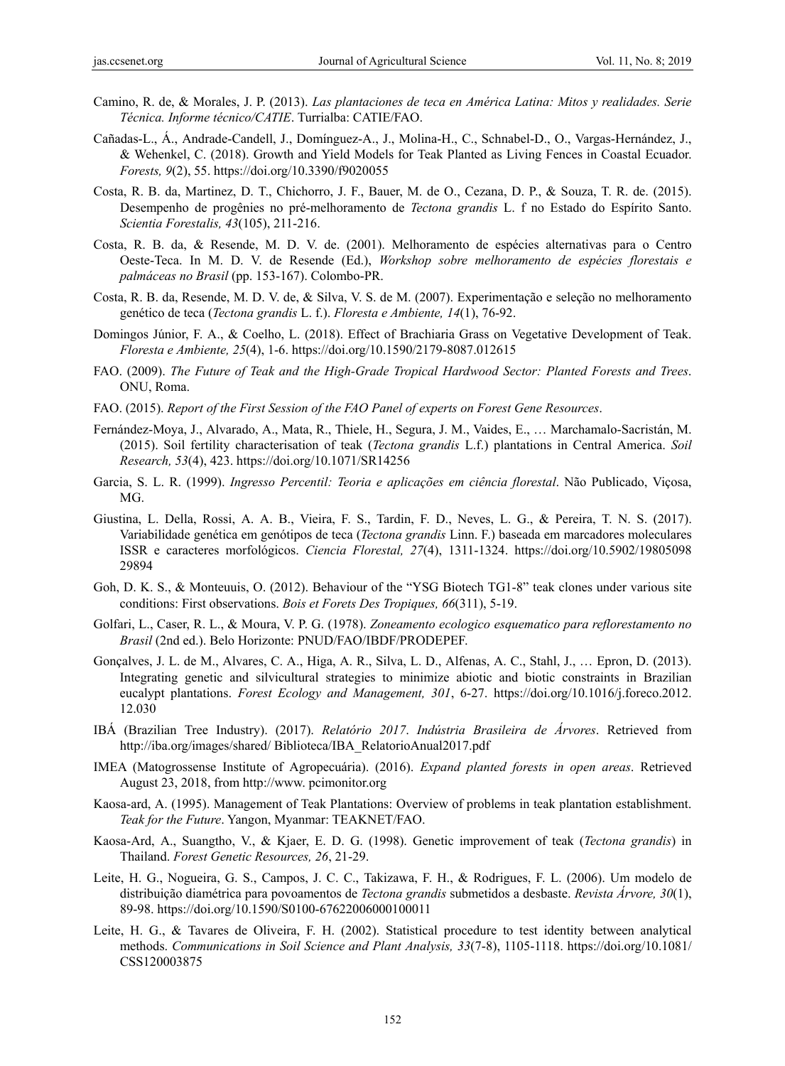Camino, R. de, & Morales, J. P. (2013). *Las plantaciones de teca en América Latina: Mitos y realidades. Serie Técnica. Informe técnico/CATIE*. Turrialba: CATIE/FAO.

Cañadas-L., Á., Andrade-Candell, J., Domínguez-A., J., Molina-H., C., Schnabel-D., O., Vargas-Hernández, J., & Wehenkel, C. (2018). Growth and Yield Models for Teak Planted as Living Fences in Coastal Ecuador. *Forests, 9*(2), 55. https://doi.org/10.3390/f9020055

Costa, R. B. da, Martinez, D. T., Chichorro, J. F., Bauer, M. de O., Cezana, D. P., & Souza, T. R. de. (2015). Desempenho de progênies no pré-melhoramento de *Tectona grandis* L. f no Estado do Espírito Santo. *Scientia Forestalis, 43*(105), 211-216.

Costa, R. B. da, & Resende, M. D. V. de. (2001). Melhoramento de espécies alternativas para o Centro Oeste-Teca. In M. D. V. de Resende (Ed.), *Workshop sobre melhoramento de espécies florestais e palmáceas no Brasil* (pp. 153-167). Colombo-PR.

Costa, R. B. da, Resende, M. D. V. de, & Silva, V. S. de M. (2007). Experimentação e seleção no melhoramento genético de teca (*Tectona grandis* L. f.). *Floresta e Ambiente, 14*(1), 76-92.

Domingos Júnior, F. A., & Coelho, L. (2018). Effect of Brachiaria Grass on Vegetative Development of Teak. *Floresta e Ambiente, 25*(4), 1-6. https://doi.org/10.1590/2179-8087.012615

FAO. (2009). *The Future of Teak and the High-Grade Tropical Hardwood Sector: Planted Forests and Trees*. ONU, Roma.

FAO. (2015). *Report of the First Session of the FAO Panel of experts on Forest Gene Resources*.

Fernández-Moya, J., Alvarado, A., Mata, R., Thiele, H., Segura, J. M., Vaides, E., … Marchamalo-Sacristán, M. (2015). Soil fertility characterisation of teak (*Tectona grandis* L.f.) plantations in Central America. *Soil Research, 53*(4), 423. https://doi.org/10.1071/SR14256

Garcia, S. L. R. (1999). *Ingresso Percentil: Teoria e aplicações em ciência florestal*. Não Publicado, Viçosa, MG.

Giustina, L. Della, Rossi, A. A. B., Vieira, F. S., Tardin, F. D., Neves, L. G., & Pereira, T. N. S. (2017). Variabilidade genética em genótipos de teca (*Tectona grandis* Linn. F.) baseada em marcadores moleculares ISSR e caracteres morfológicos. *Ciencia Florestal, 27*(4), 1311-1324. https://doi.org/10.5902/1980509829894

Goh, D. K. S., & Monteuuis, O. (2012). Behaviour of the "YSG Biotech TG1-8" teak clones under various site conditions: First observations. *Bois et Forets Des Tropiques, 66*(311), 5-19.

Golfari, L., Caser, R. L., & Moura, V. P. G. (1978). *Zoneamento ecologico esquematico para reflorestamento no Brasil* (2nd ed.). Belo Horizonte: PNUD/FAO/IBDF/PRODEPEF.

Gonçalves, J. L. de M., Alvares, C. A., Higa, A. R., Silva, L. D., Alfenas, A. C., Stahl, J., … Epron, D. (2013). Integrating genetic and silvicultural strategies to minimize abiotic and biotic constraints in Brazilian eucalypt plantations. *Forest Ecology and Management, 301*, 6-27. https://doi.org/10.1016/j.foreco.2012.12.030

IBÁ (Brazilian Tree Industry). (2017). *Relatório 2017. Indústria Brasileira de Árvores*. Retrieved from http://iba.org/images/shared/ Biblioteca/IBA_RelatorioAnual2017.pdf

IMEA (Matogrossense Institute of Agropecuária). (2016). *Expand planted forests in open areas*. Retrieved August 23, 2018, from http://www. pcimonitor.org

Kaosa-ard, A. (1995). Management of Teak Plantations: Overview of problems in teak plantation establishment. *Teak for the Future*. Yangon, Myanmar: TEAKNET/FAO.

Kaosa-Ard, A., Suangtho, V., & Kjaer, E. D. G. (1998). Genetic improvement of teak (*Tectona grandis*) in Thailand. *Forest Genetic Resources, 26*, 21-29.

Leite, H. G., Nogueira, G. S., Campos, J. C. C., Takizawa, F. H., & Rodrigues, F. L. (2006). Um modelo de distribuição diamétrica para povoamentos de *Tectona grandis* submetidos a desbaste. *Revista Árvore, 30*(1), 89-98. https://doi.org/10.1590/S0100-67622006000100011

Leite, H. G., & Tavares de Oliveira, F. H. (2002). Statistical procedure to test identity between analytical methods. *Communications in Soil Science and Plant Analysis, 33*(7-8), 1105-1118. https://doi.org/10.1081/CSS120003875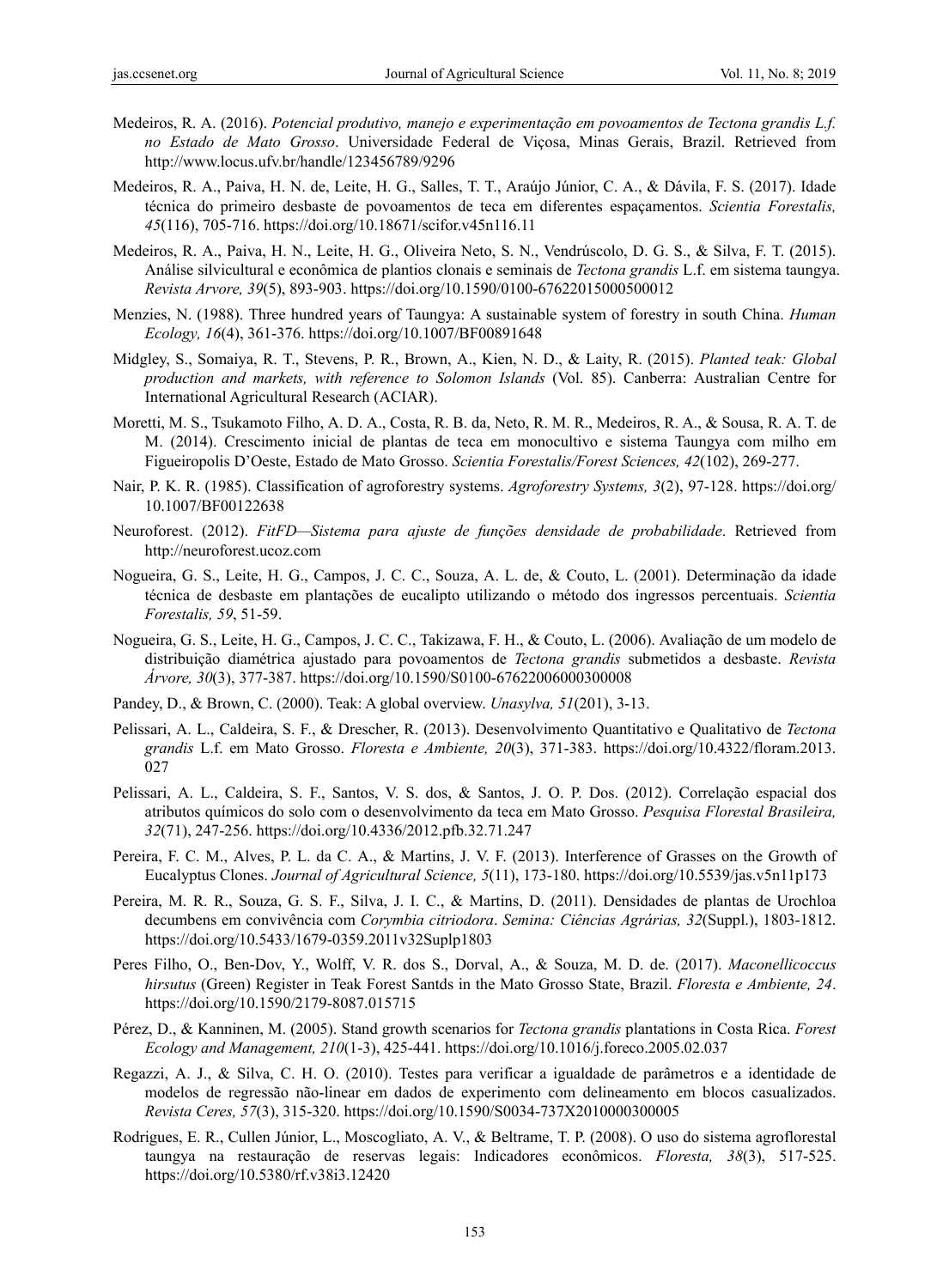Medeiros, R. A. (2016). *Potencial produtivo, manejo e experimentação em povoamentos de Tectona grandis L.f. no Estado de Mato Grosso*. Universidade Federal de Viçosa, Minas Gerais, Brazil. Retrieved from http://www.locus.ufv.br/handle/123456789/9296

Medeiros, R. A., Paiva, H. N. de, Leite, H. G., Salles, T. T., Araújo Júnior, C. A., & Dávila, F. S. (2017). Idade técnica do primeiro desbaste de povoamentos de teca em diferentes espaçamentos. *Scientia Forestalis, 45*(116), 705-716. https://doi.org/10.18671/scifor.v45n116.11

Medeiros, R. A., Paiva, H. N., Leite, H. G., Oliveira Neto, S. N., Vendrúscolo, D. G. S., & Silva, F. T. (2015). Análise silvicultural e econômica de plantios clonais e seminais de *Tectona grandis* L.f. em sistema taungya. *Revista Arvore, 39*(5), 893-903. https://doi.org/10.1590/0100-67622015000500012

Menzies, N. (1988). Three hundred years of Taungya: A sustainable system of forestry in south China. *Human Ecology, 16*(4), 361-376. https://doi.org/10.1007/BF00891648

Midgley, S., Somaiya, R. T., Stevens, P. R., Brown, A., Kien, N. D., & Laity, R. (2015). *Planted teak: Global production and markets, with reference to Solomon Islands* (Vol. 85). Canberra: Australian Centre for International Agricultural Research (ACIAR).

Moretti, M. S., Tsukamoto Filho, A. D. A., Costa, R. B. da, Neto, R. M. R., Medeiros, R. A., & Sousa, R. A. T. de M. (2014). Crescimento inicial de plantas de teca em monocultivo e sistema Taungya com milho em Figueiropolis D'Oeste, Estado de Mato Grosso. *Scientia Forestalis/Forest Sciences, 42*(102), 269-277.

Nair, P. K. R. (1985). Classification of agroforestry systems. *Agroforestry Systems, 3*(2), 97-128. https://doi.org/10.1007/BF00122638

Neuroforest. (2012). *FitFD—Sistema para ajuste de funções densidade de probabilidade*. Retrieved from http://neuroforest.ucoz.com

Nogueira, G. S., Leite, H. G., Campos, J. C. C., Souza, A. L. de, & Couto, L. (2001). Determinação da idade técnica de desbaste em plantações de eucalipto utilizando o método dos ingressos percentuais. *Scientia Forestalis, 59*, 51-59.

Nogueira, G. S., Leite, H. G., Campos, J. C. C., Takizawa, F. H., & Couto, L. (2006). Avaliação de um modelo de distribuição diamétrica ajustado para povoamentos de *Tectona grandis* submetidos a desbaste. *Revista Árvore, 30*(3), 377-387. https://doi.org/10.1590/S0100-67622006000300008

Pandey, D., & Brown, C. (2000). Teak: A global overview. *Unasylva, 51*(201), 3-13.

Pelissari, A. L., Caldeira, S. F., & Drescher, R. (2013). Desenvolvimento Quantitativo e Qualitativo de *Tectona grandis* L.f. em Mato Grosso. *Floresta e Ambiente, 20*(3), 371-383. https://doi.org/10.4322/floram.2013.027

Pelissari, A. L., Caldeira, S. F., Santos, V. S. dos, & Santos, J. O. P. Dos. (2012). Correlação espacial dos atributos químicos do solo com o desenvolvimento da teca em Mato Grosso. *Pesquisa Florestal Brasileira, 32*(71), 247-256. https://doi.org/10.4336/2012.pfb.32.71.247

Pereira, F. C. M., Alves, P. L. da C. A., & Martins, J. V. F. (2013). Interference of Grasses on the Growth of Eucalyptus Clones. *Journal of Agricultural Science, 5*(11), 173-180. https://doi.org/10.5539/jas.v5n11p173

Pereira, M. R. R., Souza, G. S. F., Silva, J. I. C., & Martins, D. (2011). Densidades de plantas de Urochloa decumbens em convivência com *Corymbia citriodora*. *Semina: Ciências Agrárias, 32*(Suppl.), 1803-1812. https://doi.org/10.5433/1679-0359.2011v32Suplp1803

Peres Filho, O., Ben-Dov, Y., Wolff, V. R. dos S., Dorval, A., & Souza, M. D. de. (2017). *Maconellicoccus hirsutus* (Green) Register in Teak Forest Santds in the Mato Grosso State, Brazil. *Floresta e Ambiente, 24*. https://doi.org/10.1590/2179-8087.015715

Pérez, D., & Kanninen, M. (2005). Stand growth scenarios for *Tectona grandis* plantations in Costa Rica. *Forest Ecology and Management, 210*(1-3), 425-441. https://doi.org/10.1016/j.foreco.2005.02.037

Regazzi, A. J., & Silva, C. H. O. (2010). Testes para verificar a igualdade de parâmetros e a identidade de modelos de regressão não-linear em dados de experimento com delineamento em blocos casualizados. *Revista Ceres, 57*(3), 315-320. https://doi.org/10.1590/S0034-737X2010000300005

Rodrigues, E. R., Cullen Júnior, L., Moscogliato, A. V., & Beltrame, T. P. (2008). O uso do sistema agroflorestal taungya na restauração de reservas legais: Indicadores econômicos. *Floresta, 38*(3), 517-525. https://doi.org/10.5380/rf.v38i3.12420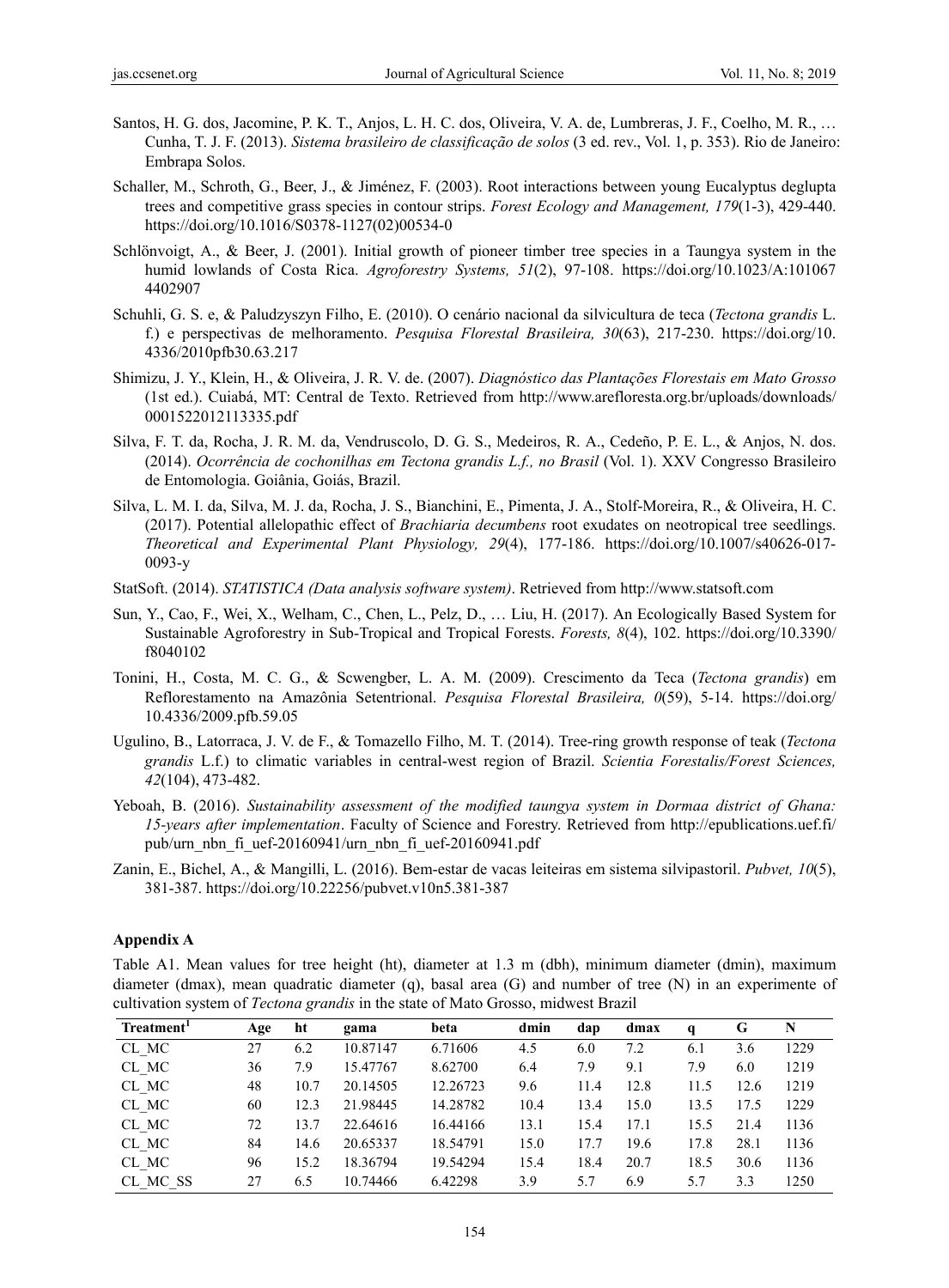Santos, H. G. dos, Jacomine, P. K. T., Anjos, L. H. C. dos, Oliveira, V. A. de, Lumbreras, J. F., Coelho, M. R., … Cunha, T. J. F. (2013). *Sistema brasileiro de classificação de solos* (3 ed. rev., Vol. 1, p. 353). Rio de Janeiro: Embrapa Solos.

Schaller, M., Schroth, G., Beer, J., & Jiménez, F. (2003). Root interactions between young Eucalyptus deglupta trees and competitive grass species in contour strips. *Forest Ecology and Management, 179*(1-3), 429-440. https://doi.org/10.1016/S0378-1127(02)00534-0

Schlönvoigt, A., & Beer, J. (2001). Initial growth of pioneer timber tree species in a Taungya system in the humid lowlands of Costa Rica. *Agroforestry Systems, 51*(2), 97-108. https://doi.org/10.1023/A:1010674402907

Schuhli, G. S. e, & Paludzyszyn Filho, E. (2010). O cenário nacional da silvicultura de teca (*Tectona grandis* L. f.) e perspectivas de melhoramento. *Pesquisa Florestal Brasileira, 30*(63), 217-230. https://doi.org/10.4336/2010pfb30.63.217

Shimizu, J. Y., Klein, H., & Oliveira, J. R. V. de. (2007). *Diagnóstico das Plantações Florestais em Mato Grosso* (1st ed.). Cuiabá, MT: Central de Texto. Retrieved from http://www.arefloresta.org.br/uploads/downloads/0001522012113335.pdf

Silva, F. T. da, Rocha, J. R. M. da, Vendruscolo, D. G. S., Medeiros, R. A., Cedeño, P. E. L., & Anjos, N. dos. (2014). *Ocorrência de cochonilhas em Tectona grandis L.f., no Brasil* (Vol. 1). XXV Congresso Brasileiro de Entomologia. Goiânia, Goiás, Brazil.

Silva, L. M. I. da, Silva, M. J. da, Rocha, J. S., Bianchini, E., Pimenta, J. A., Stolf-Moreira, R., & Oliveira, H. C. (2017). Potential allelopathic effect of *Brachiaria decumbens* root exudates on neotropical tree seedlings. *Theoretical and Experimental Plant Physiology, 29*(4), 177-186. https://doi.org/10.1007/s40626-017-0093-y

StatSoft. (2014). *STATISTICA (Data analysis software system)*. Retrieved from http://www.statsoft.com

Sun, Y., Cao, F., Wei, X., Welham, C., Chen, L., Pelz, D., … Liu, H. (2017). An Ecologically Based System for Sustainable Agroforestry in Sub-Tropical and Tropical Forests. *Forests, 8*(4), 102. https://doi.org/10.3390/f8040102

Tonini, H., Costa, M. C. G., & Scwengber, L. A. M. (2009). Crescimento da Teca (*Tectona grandis*) em Reflorestamento na Amazônia Setentrional. *Pesquisa Florestal Brasileira, 0*(59), 5-14. https://doi.org/10.4336/2009.pfb.59.05

Ugulino, B., Latorraca, J. V. de F., & Tomazello Filho, M. T. (2014). Tree-ring growth response of teak (*Tectona grandis* L.f.) to climatic variables in central-west region of Brazil. *Scientia Forestalis/Forest Sciences, 42*(104), 473-482.

Yeboah, B. (2016). *Sustainability assessment of the modified taungya system in Dormaa district of Ghana: 15-years after implementation*. Faculty of Science and Forestry. Retrieved from http://epublications.uef.fi/pub/urn_nbn_fi_uef-20160941/urn_nbn_fi_uef-20160941.pdf

Zanin, E., Bichel, A., & Mangilli, L. (2016). Bem-estar de vacas leiteiras em sistema silvipastoril. *Pubvet, 10*(5), 381-387. https://doi.org/10.22256/pubvet.v10n5.381-387

**Appendix A**

Table A1. Mean values for tree height (ht), diameter at 1.3 m (dbh), minimum diameter (dmin), maximum diameter (dmax), mean quadratic diameter (q), basal area (G) and number of tree (N) in an experimente of cultivation system of *Tectona grandis* in the state of Mato Grosso, midwest Brazil

| Treatment[1] | Age | ht | gama | beta | dmin | dap | dmax | q | G | N |
|---|---|---|---|---|---|---|---|---|---|---|
| CL_MC | 27 | 6.2 | 10.87147 | 6.71606 | 4.5 | 6.0 | 7.2 | 6.1 | 3.6 | 1229 |
| CL_MC | 36 | 7.9 | 15.47767 | 8.62700 | 6.4 | 7.9 | 9.1 | 7.9 | 6.0 | 1219 |
| CL_MC | 48 | 10.7 | 20.14505 | 12.26723 | 9.6 | 11.4 | 12.8 | 11.5 | 12.6 | 1219 |
| CL_MC | 60 | 12.3 | 21.98445 | 14.28782 | 10.4 | 13.4 | 15.0 | 13.5 | 17.5 | 1229 |
| CL_MC | 72 | 13.7 | 22.64616 | 16.44166 | 13.1 | 15.4 | 17.1 | 15.5 | 21.4 | 1136 |
| CL_MC | 84 | 14.6 | 20.65337 | 18.54791 | 15.0 | 17.7 | 19.6 | 17.8 | 28.1 | 1136 |
| CL_MC | 96 | 15.2 | 18.36794 | 19.54294 | 15.4 | 18.4 | 20.7 | 18.5 | 30.6 | 1136 |
| CL_MC_SS | 27 | 6.5 | 10.74466 | 6.42298 | 3.9 | 5.7 | 6.9 | 5.7 | 3.3 | 1250 |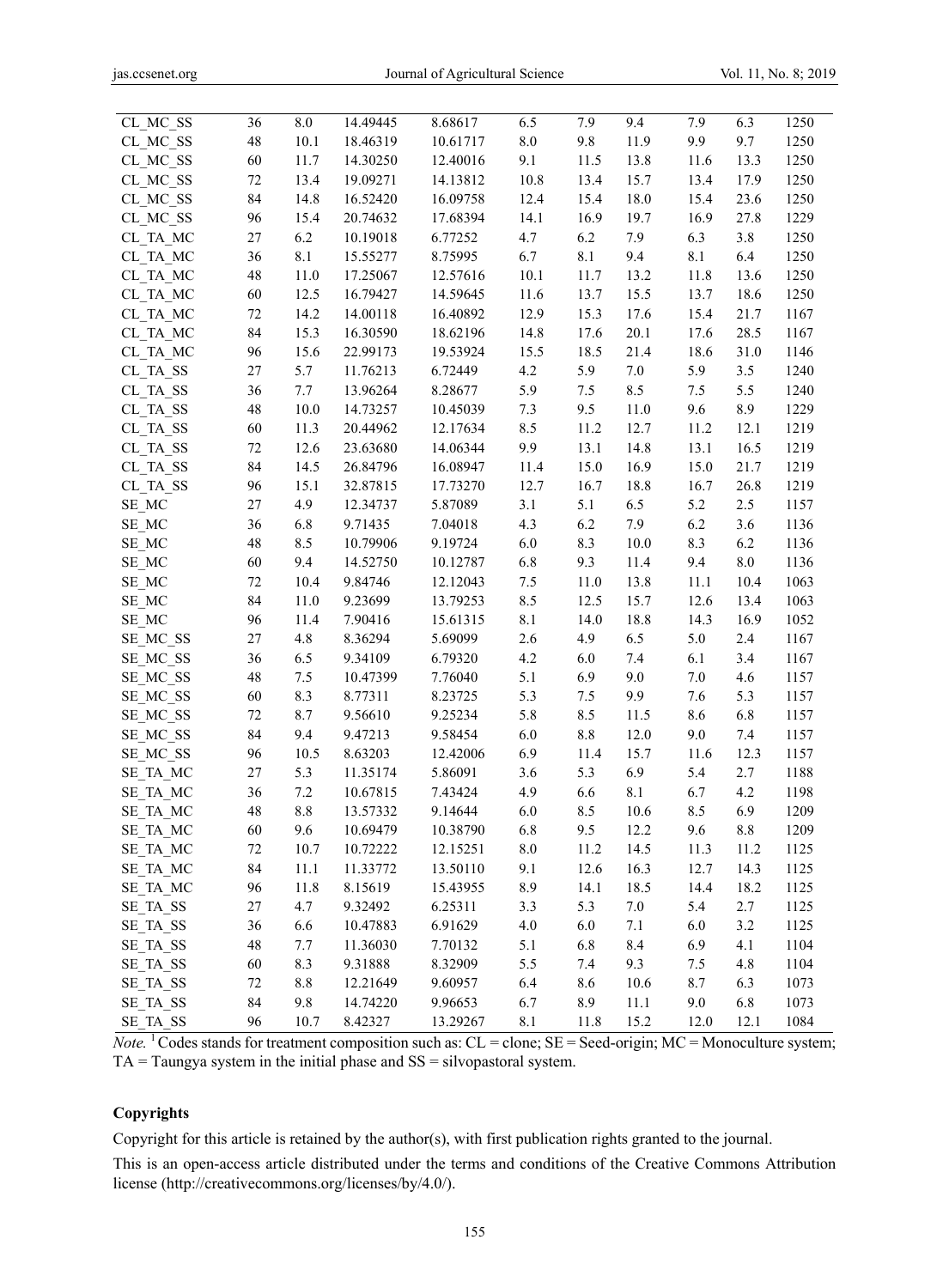| | | | | | | | | | | |
|---|---|---|---|---|---|---|---|---|---|---|
| CL_MC_SS | 36 | 8.0 | 14.49445 | 8.68617 | 6.5 | 7.9 | 9.4 | 7.9 | 6.3 | 1250 |
| CL_MC_SS | 48 | 10.1 | 18.46319 | 10.61717 | 8.0 | 9.8 | 11.9 | 9.9 | 9.7 | 1250 |
| CL_MC_SS | 60 | 11.7 | 14.30250 | 12.40016 | 9.1 | 11.5 | 13.8 | 11.6 | 13.3 | 1250 |
| CL_MC_SS | 72 | 13.4 | 19.09271 | 14.13812 | 10.8 | 13.4 | 15.7 | 13.4 | 17.9 | 1250 |
| CL_MC_SS | 84 | 14.8 | 16.52420 | 16.09758 | 12.4 | 15.4 | 18.0 | 15.4 | 23.6 | 1250 |
| CL_MC_SS | 96 | 15.4 | 20.74632 | 17.68394 | 14.1 | 16.9 | 19.7 | 16.9 | 27.8 | 1229 |
| CL_TA_MC | 27 | 6.2 | 10.19018 | 6.77252 | 4.7 | 6.2 | 7.9 | 6.3 | 3.8 | 1250 |
| CL_TA_MC | 36 | 8.1 | 15.55277 | 8.75995 | 6.7 | 8.1 | 9.4 | 8.1 | 6.4 | 1250 |
| CL_TA_MC | 48 | 11.0 | 17.25067 | 12.57616 | 10.1 | 11.7 | 13.2 | 11.8 | 13.6 | 1250 |
| CL_TA_MC | 60 | 12.5 | 16.79427 | 14.59645 | 11.6 | 13.7 | 15.5 | 13.7 | 18.6 | 1250 |
| CL_TA_MC | 72 | 14.2 | 14.00118 | 16.40892 | 12.9 | 15.3 | 17.6 | 15.4 | 21.7 | 1167 |
| CL_TA_MC | 84 | 15.3 | 16.30590 | 18.62196 | 14.8 | 17.6 | 20.1 | 17.6 | 28.5 | 1167 |
| CL_TA_MC | 96 | 15.6 | 22.99173 | 19.53924 | 15.5 | 18.5 | 21.4 | 18.6 | 31.0 | 1146 |
| CL_TA_SS | 27 | 5.7 | 11.76213 | 6.72449 | 4.2 | 5.9 | 7.0 | 5.9 | 3.5 | 1240 |
| CL_TA_SS | 36 | 7.7 | 13.96264 | 8.28677 | 5.9 | 7.5 | 8.5 | 7.5 | 5.5 | 1240 |
| CL_TA_SS | 48 | 10.0 | 14.73257 | 10.45039 | 7.3 | 9.5 | 11.0 | 9.6 | 8.9 | 1229 |
| CL_TA_SS | 60 | 11.3 | 20.44962 | 12.17634 | 8.5 | 11.2 | 12.7 | 11.2 | 12.1 | 1219 |
| CL_TA_SS | 72 | 12.6 | 23.63680 | 14.06344 | 9.9 | 13.1 | 14.8 | 13.1 | 16.5 | 1219 |
| CL_TA_SS | 84 | 14.5 | 26.84796 | 16.08947 | 11.4 | 15.0 | 16.9 | 15.0 | 21.7 | 1219 |
| CL_TA_SS | 96 | 15.1 | 32.87815 | 17.73270 | 12.7 | 16.7 | 18.8 | 16.7 | 26.8 | 1219 |
| SE_MC | 27 | 4.9 | 12.34737 | 5.87089 | 3.1 | 5.1 | 6.5 | 5.2 | 2.5 | 1157 |
| SE_MC | 36 | 6.8 | 9.71435 | 7.04018 | 4.3 | 6.2 | 7.9 | 6.2 | 3.6 | 1136 |
| SE_MC | 48 | 8.5 | 10.79906 | 9.19724 | 6.0 | 8.3 | 10.0 | 8.3 | 6.2 | 1136 |
| SE_MC | 60 | 9.4 | 14.52750 | 10.12787 | 6.8 | 9.3 | 11.4 | 9.4 | 8.0 | 1136 |
| SE_MC | 72 | 10.4 | 9.84746 | 12.12043 | 7.5 | 11.0 | 13.8 | 11.1 | 10.4 | 1063 |
| SE_MC | 84 | 11.0 | 9.23699 | 13.79253 | 8.5 | 12.5 | 15.7 | 12.6 | 13.4 | 1063 |
| SE_MC | 96 | 11.4 | 7.90416 | 15.61315 | 8.1 | 14.0 | 18.8 | 14.3 | 16.9 | 1052 |
| SE_MC_SS | 27 | 4.8 | 8.36294 | 5.69099 | 2.6 | 4.9 | 6.5 | 5.0 | 2.4 | 1167 |
| SE_MC_SS | 36 | 6.5 | 9.34109 | 6.79320 | 4.2 | 6.0 | 7.4 | 6.1 | 3.4 | 1167 |
| SE_MC_SS | 48 | 7.5 | 10.47399 | 7.76040 | 5.1 | 6.9 | 9.0 | 7.0 | 4.6 | 1157 |
| SE_MC_SS | 60 | 8.3 | 8.77311 | 8.23725 | 5.3 | 7.5 | 9.9 | 7.6 | 5.3 | 1157 |
| SE_MC_SS | 72 | 8.7 | 9.56610 | 9.25234 | 5.8 | 8.5 | 11.5 | 8.6 | 6.8 | 1157 |
| SE_MC_SS | 84 | 9.4 | 9.47213 | 9.58454 | 6.0 | 8.8 | 12.0 | 9.0 | 7.4 | 1157 |
| SE_MC_SS | 96 | 10.5 | 8.63203 | 12.42006 | 6.9 | 11.4 | 15.7 | 11.6 | 12.3 | 1157 |
| SE_TA_MC | 27 | 5.3 | 11.35174 | 5.86091 | 3.6 | 5.3 | 6.9 | 5.4 | 2.7 | 1188 |
| SE_TA_MC | 36 | 7.2 | 10.67815 | 7.43424 | 4.9 | 6.6 | 8.1 | 6.7 | 4.2 | 1198 |
| SE_TA_MC | 48 | 8.8 | 13.57332 | 9.14644 | 6.0 | 8.5 | 10.6 | 8.5 | 6.9 | 1209 |
| SE_TA_MC | 60 | 9.6 | 10.69479 | 10.38790 | 6.8 | 9.5 | 12.2 | 9.6 | 8.8 | 1209 |
| SE_TA_MC | 72 | 10.7 | 10.72222 | 12.15251 | 8.0 | 11.2 | 14.5 | 11.3 | 11.2 | 1125 |
| SE_TA_MC | 84 | 11.1 | 11.33772 | 13.50110 | 9.1 | 12.6 | 16.3 | 12.7 | 14.3 | 1125 |
| SE_TA_MC | 96 | 11.8 | 8.15619 | 15.43955 | 8.9 | 14.1 | 18.5 | 14.4 | 18.2 | 1125 |
| SE_TA_SS | 27 | 4.7 | 9.32492 | 6.25311 | 3.3 | 5.3 | 7.0 | 5.4 | 2.7 | 1125 |
| SE_TA_SS | 36 | 6.6 | 10.47883 | 6.91629 | 4.0 | 6.0 | 7.1 | 6.0 | 3.2 | 1125 |
| SE_TA_SS | 48 | 7.7 | 11.36030 | 7.70132 | 5.1 | 6.8 | 8.4 | 6.9 | 4.1 | 1104 |
| SE_TA_SS | 60 | 8.3 | 9.31888 | 8.32909 | 5.5 | 7.4 | 9.3 | 7.5 | 4.8 | 1104 |
| SE_TA_SS | 72 | 8.8 | 12.21649 | 9.60957 | 6.4 | 8.6 | 10.6 | 8.7 | 6.3 | 1073 |
| SE_TA_SS | 84 | 9.8 | 14.74220 | 9.96653 | 6.7 | 8.9 | 11.1 | 9.0 | 6.8 | 1073 |
| SE_TA_SS | 96 | 10.7 | 8.42327 | 13.29267 | 8.1 | 11.8 | 15.2 | 12.0 | 12.1 | 1084 |

*Note.* [1] Codes stands for treatment composition such as: CL = clone; SE = Seed-origin; MC = Monoculture system; TA = Taungya system in the initial phase and SS = silvopastoral system.

## Copyrights

Copyright for this article is retained by the author(s), with first publication rights granted to the journal.

This is an open-access article distributed under the terms and conditions of the Creative Commons Attribution license (http://creativecommons.org/licenses/by/4.0/).